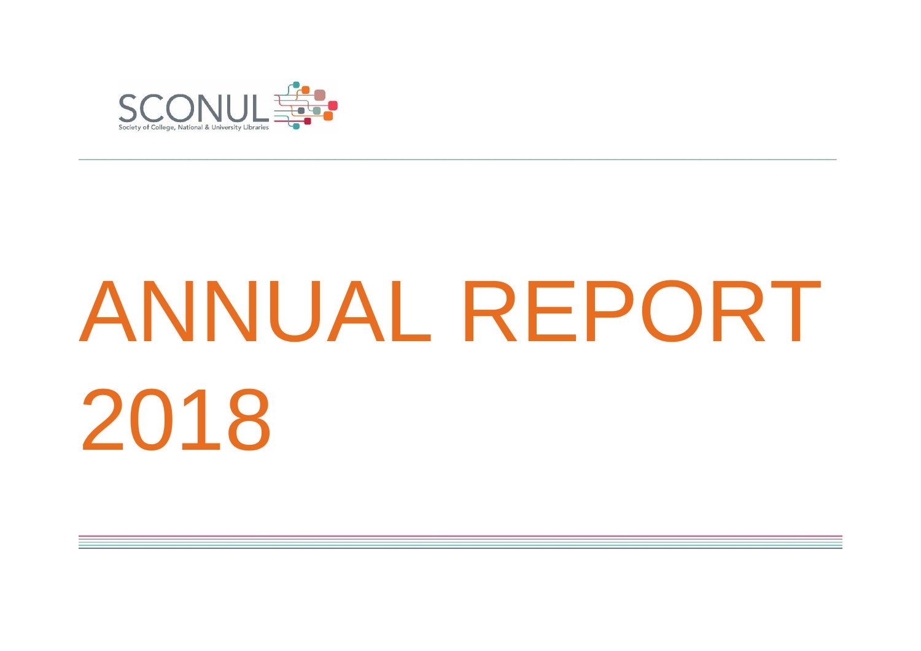SCONUL

Society of College, National & University Libraries

# ANNUAL REPORT 2018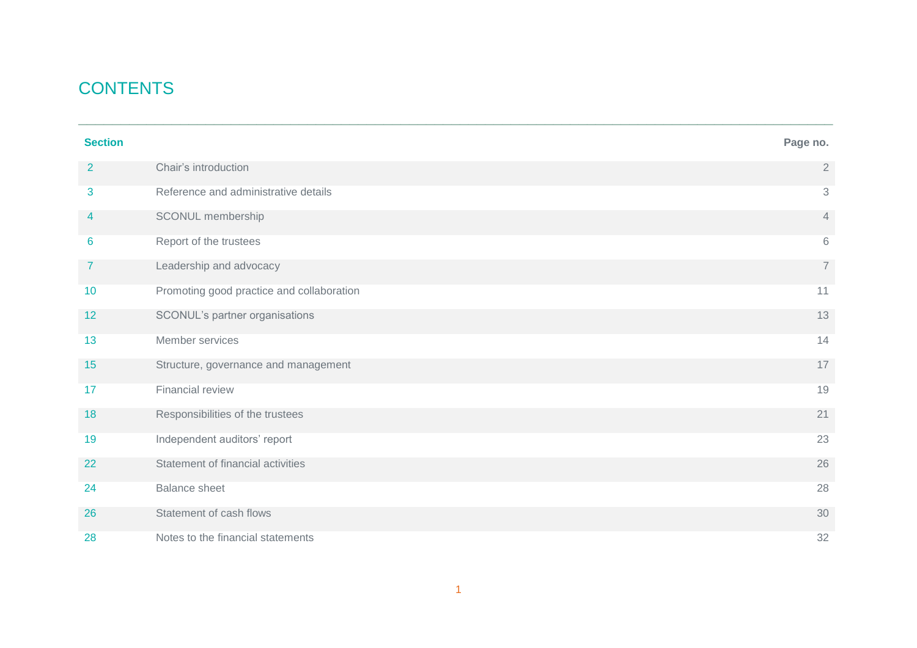# CONTENTS

| Section | | Page no. |
|---|---|---|
| 2 | Chair's introduction | 2 |
| 3 | Reference and administrative details | 3 |
| 4 | SCONUL membership | 4 |
| 6 | Report of the trustees | 6 |
| 7 | Leadership and advocacy | 7 |
| 10 | Promoting good practice and collaboration | 11 |
| 12 | SCONUL's partner organisations | 13 |
| 13 | Member services | 14 |
| 15 | Structure, governance and management | 17 |
| 17 | Financial review | 19 |
| 18 | Responsibilities of the trustees | 21 |
| 19 | Independent auditors' report | 23 |
| 22 | Statement of financial activities | 26 |
| 24 | Balance sheet | 28 |
| 26 | Statement of cash flows | 30 |
| 28 | Notes to the financial statements | 32 |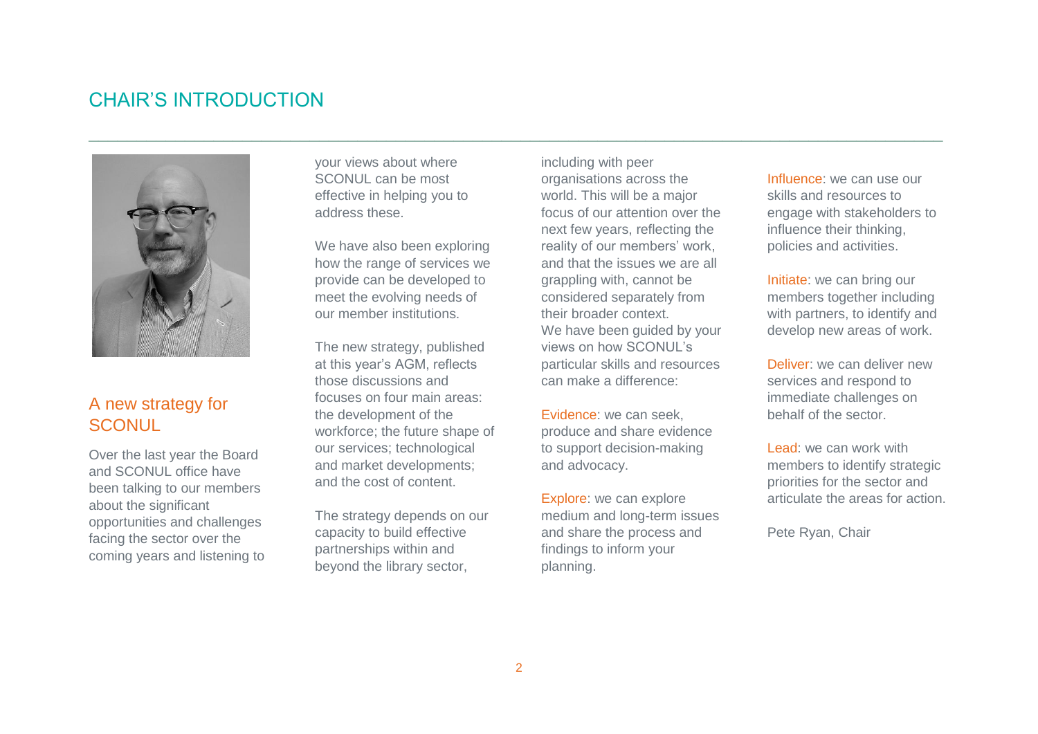# CHAIR'S INTRODUCTION

## A new strategy for SCONUL

Over the last year the Board and SCONUL office have been talking to our members about the significant opportunities and challenges facing the sector over the coming years and listening to your views about where SCONUL can be most effective in helping you to address these.

We have also been exploring how the range of services we provide can be developed to meet the evolving needs of our member institutions.

The new strategy, published at this year's AGM, reflects those discussions and focuses on four main areas: the development of the workforce; the future shape of our services; technological and market developments; and the cost of content.

The strategy depends on our capacity to build effective partnerships within and beyond the library sector, including with peer organisations across the world. This will be a major focus of our attention over the next few years, reflecting the reality of our members' work, and that the issues we are all grappling with, cannot be considered separately from their broader context.
We have been guided by your views on how SCONUL's particular skills and resources can make a difference:

Evidence: we can seek, produce and share evidence to support decision-making and advocacy.

Explore: we can explore medium and long-term issues and share the process and findings to inform your planning.

Influence: we can use our skills and resources to engage with stakeholders to influence their thinking, policies and activities.

Initiate: we can bring our members together including with partners, to identify and develop new areas of work.

Deliver: we can deliver new services and respond to immediate challenges on behalf of the sector.

Lead: we can work with members to identify strategic priorities for the sector and articulate the areas for action.

Pete Ryan, Chair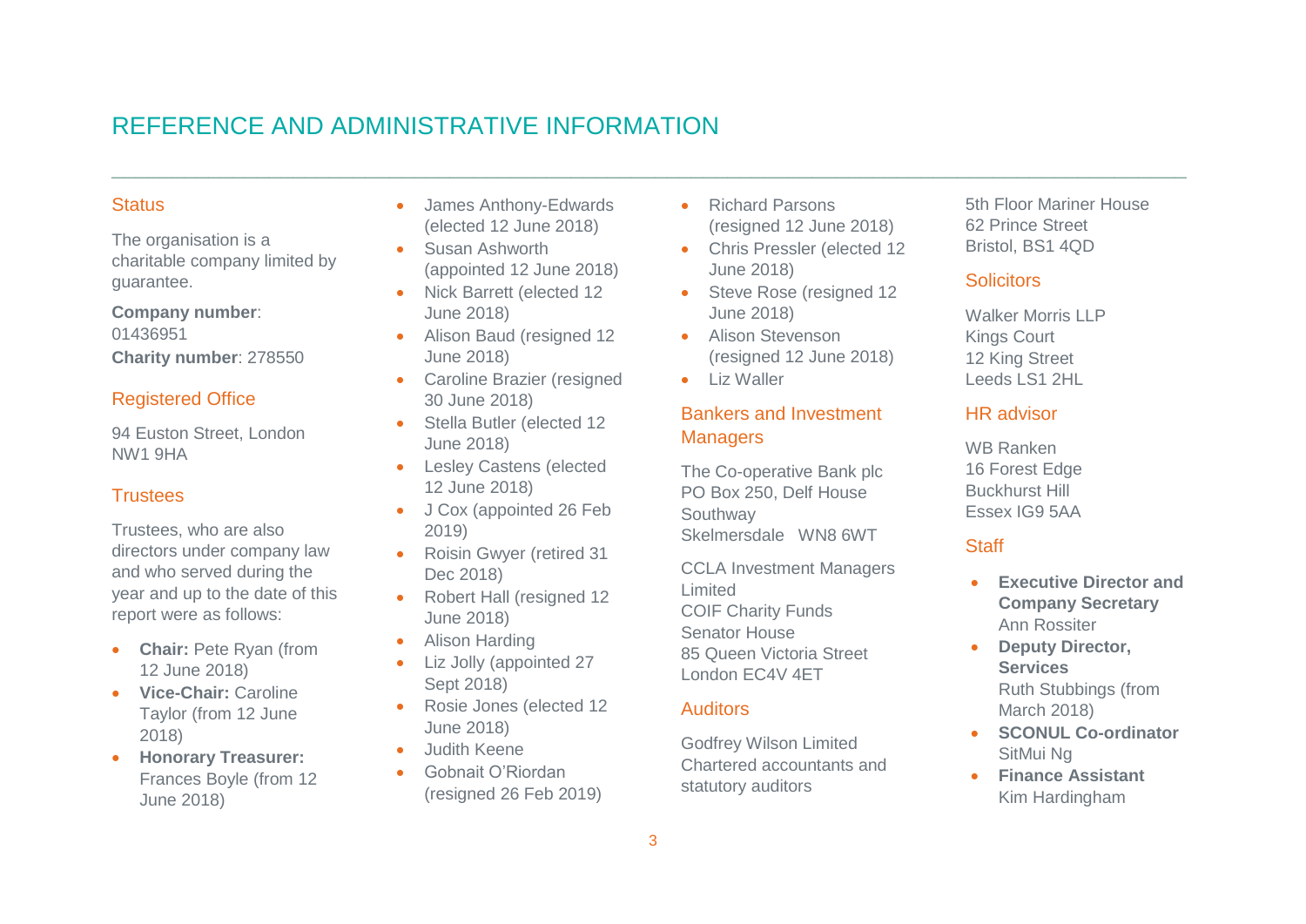# REFERENCE AND ADMINISTRATIVE INFORMATION

## Status

The organisation is a charitable company limited by guarantee.

**Company number**: 01436951

**Charity number**: 278550

## Registered Office

94 Euston Street, London NW1 9HA

## Trustees

Trustees, who are also directors under company law and who served during the year and up to the date of this report were as follows:

- **Chair:** Pete Ryan (from 12 June 2018)
- **Vice-Chair:** Caroline Taylor (from 12 June 2018)
- **Honorary Treasurer:** Frances Boyle (from 12 June 2018)
- James Anthony-Edwards (elected 12 June 2018)
- Susan Ashworth (appointed 12 June 2018)
- Nick Barrett (elected 12 June 2018)
- Alison Baud (resigned 12 June 2018)
- Caroline Brazier (resigned 30 June 2018)
- Stella Butler (elected 12 June 2018)
- Lesley Castens (elected 12 June 2018)
- J Cox (appointed 26 Feb 2019)
- Roisin Gwyer (retired 31 Dec 2018)
- Robert Hall (resigned 12 June 2018)
- Alison Harding
- Liz Jolly (appointed 27 Sept 2018)
- Rosie Jones (elected 12 June 2018)
- Judith Keene
- Gobnait O'Riordan (resigned 26 Feb 2019)
- Richard Parsons (resigned 12 June 2018)
- Chris Pressler (elected 12 June 2018)
- Steve Rose (resigned 12 June 2018)
- Alison Stevenson (resigned 12 June 2018)
- Liz Waller

## Bankers and Investment Managers

The Co-operative Bank plc
PO Box 250, Delf House
Southway
Skelmersdale WN8 6WT

CCLA Investment Managers Limited
COIF Charity Funds
Senator House
85 Queen Victoria Street
London EC4V 4ET

## Auditors

Godfrey Wilson Limited
Chartered accountants and statutory auditors
5th Floor Mariner House
62 Prince Street
Bristol, BS1 4QD

## Solicitors

Walker Morris LLP
Kings Court
12 King Street
Leeds LS1 2HL

## HR advisor

WB Ranken
16 Forest Edge
Buckhurst Hill
Essex IG9 5AA

## Staff

- **Executive Director and Company Secretary**
  Ann Rossiter
- **Deputy Director, Services**
  Ruth Stubbings (from March 2018)
- **SCONUL Co-ordinator**
  SitMui Ng
- **Finance Assistant**
  Kim Hardingham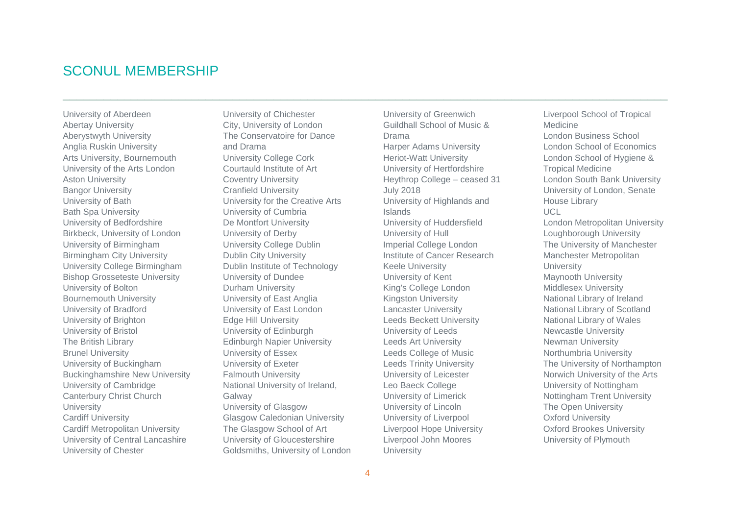# SCONUL MEMBERSHIP

University of Aberdeen
Abertay University
Aberystwyth University
Anglia Ruskin University
Arts University, Bournemouth
University of the Arts London
Aston University
Bangor University
University of Bath
Bath Spa University
University of Bedfordshire
Birkbeck, University of London
University of Birmingham
Birmingham City University
University College Birmingham
Bishop Grosseteste University
University of Bolton
Bournemouth University
University of Bradford
University of Brighton
University of Bristol
The British Library
Brunel University
University of Buckingham
Buckinghamshire New University
University of Cambridge
Canterbury Christ Church University
Cardiff University
Cardiff Metropolitan University
University of Central Lancashire
University of Chester
University of Chichester
City, University of London
The Conservatoire for Dance and Drama
University College Cork
Courtauld Institute of Art
Coventry University
Cranfield University
University for the Creative Arts
University of Cumbria
De Montfort University
University of Derby
University College Dublin
Dublin City University
Dublin Institute of Technology
University of Dundee
Durham University
University of East Anglia
University of East London
Edge Hill University
University of Edinburgh
Edinburgh Napier University
University of Essex
University of Exeter
Falmouth University
National University of Ireland, Galway
University of Glasgow
Glasgow Caledonian University
The Glasgow School of Art
University of Gloucestershire
Goldsmiths, University of London
University of Greenwich
Guildhall School of Music & Drama
Harper Adams University
Heriot-Watt University
University of Hertfordshire
Heythrop College – ceased 31 July 2018
University of Highlands and Islands
University of Huddersfield
University of Hull
Imperial College London
Institute of Cancer Research
Keele University
University of Kent
King's College London
Kingston University
Lancaster University
Leeds Beckett University
University of Leeds
Leeds Art University
Leeds College of Music
Leeds Trinity University
University of Leicester
Leo Baeck College
University of Limerick
University of Lincoln
University of Liverpool
Liverpool Hope University
Liverpool John Moores University
Liverpool School of Tropical Medicine
London Business School
London School of Economics
London School of Hygiene & Tropical Medicine
London South Bank University
University of London, Senate House Library
UCL
London Metropolitan University
Loughborough University
The University of Manchester
Manchester Metropolitan University
Maynooth University
Middlesex University
National Library of Ireland
National Library of Scotland
National Library of Wales
Newcastle University
Newman University
Northumbria University
The University of Northampton
Norwich University of the Arts
University of Nottingham
Nottingham Trent University
The Open University
Oxford University
Oxford Brookes University
University of Plymouth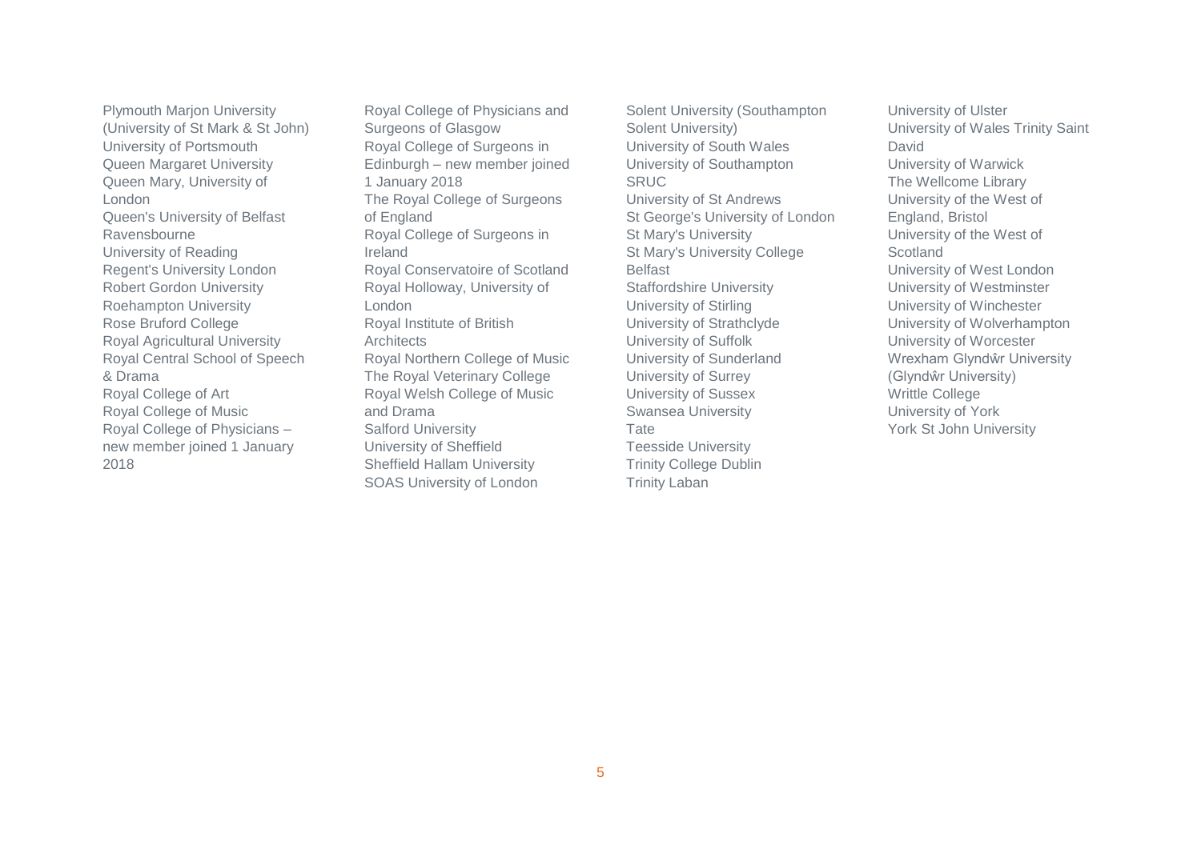Plymouth Marjon University (University of St Mark & St John)
University of Portsmouth
Queen Margaret University
Queen Mary, University of London
Queen's University of Belfast
Ravensbourne
University of Reading
Regent's University London
Robert Gordon University
Roehampton University
Rose Bruford College
Royal Agricultural University
Royal Central School of Speech & Drama
Royal College of Art
Royal College of Music
Royal College of Physicians – new member joined 1 January 2018
Royal College of Physicians and Surgeons of Glasgow
Royal College of Surgeons in Edinburgh – new member joined 1 January 2018
The Royal College of Surgeons of England
Royal College of Surgeons in Ireland
Royal Conservatoire of Scotland
Royal Holloway, University of London
Royal Institute of British Architects
Royal Northern College of Music
The Royal Veterinary College
Royal Welsh College of Music and Drama
Salford University
University of Sheffield
Sheffield Hallam University
SOAS University of London
Solent University (Southampton Solent University)
University of South Wales
University of Southampton
SRUC
University of St Andrews
St George's University of London
St Mary's University
St Mary's University College Belfast
Staffordshire University
University of Stirling
University of Strathclyde
University of Suffolk
University of Sunderland
University of Surrey
University of Sussex
Swansea University
Tate
Teesside University
Trinity College Dublin
Trinity Laban
University of Ulster
University of Wales Trinity Saint David
University of Warwick
The Wellcome Library
University of the West of England, Bristol
University of the West of Scotland
University of West London
University of Westminster
University of Winchester
University of Wolverhampton
University of Worcester
Wrexham Glyndŵr University (Glyndŵr University)
Writtle College
University of York
York St John University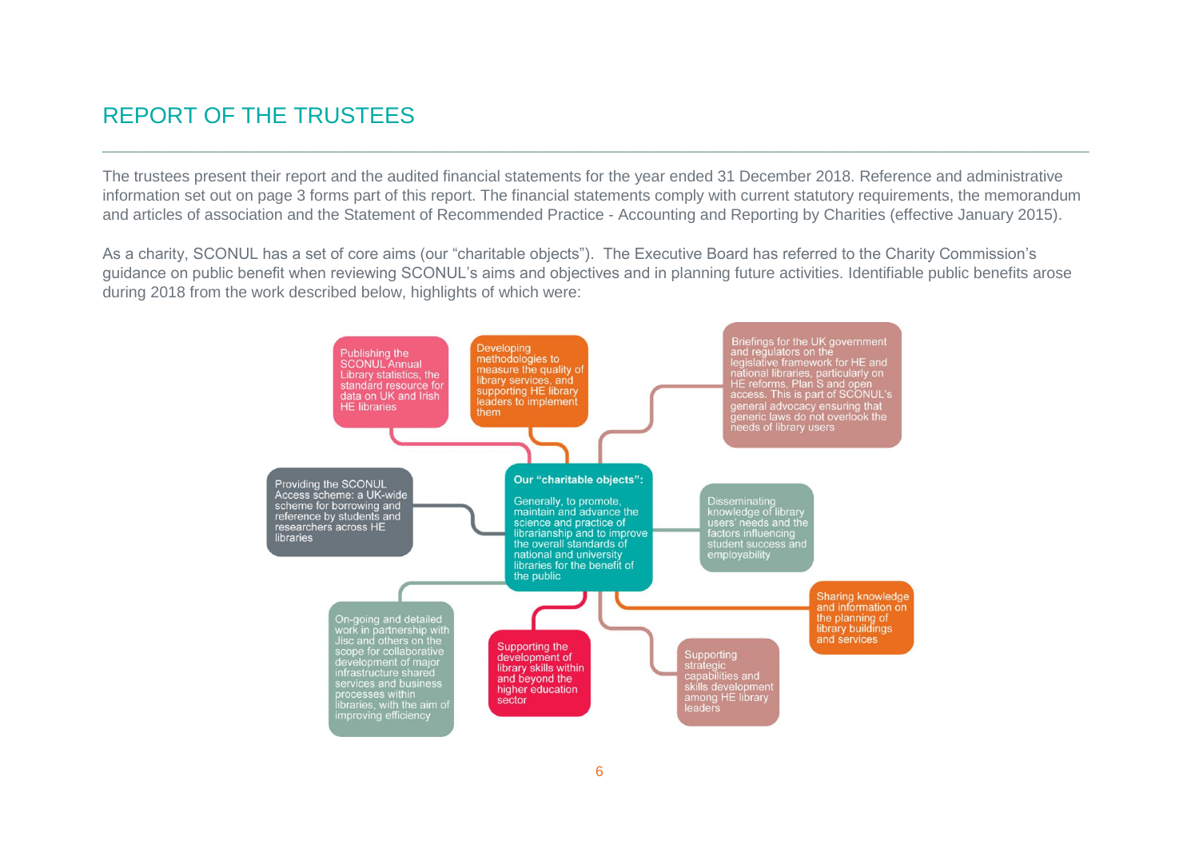# REPORT OF THE TRUSTEES

The trustees present their report and the audited financial statements for the year ended 31 December 2018. Reference and administrative information set out on page 3 forms part of this report. The financial statements comply with current statutory requirements, the memorandum and articles of association and the Statement of Recommended Practice - Accounting and Reporting by Charities (effective January 2015).

As a charity, SCONUL has a set of core aims (our "charitable objects"). The Executive Board has referred to the Charity Commission's guidance on public benefit when reviewing SCONUL's aims and objectives and in planning future activities. Identifiable public benefits arose during 2018 from the work described below, highlights of which were:

**Our "charitable objects":**

Generally, to promote, maintain and advance the science and practice of librarianship and to improve the overall standards of national and university libraries for the benefit of the public

- Publishing the SCONUL Annual Library statistics, the standard resource for data on UK and Irish HE libraries
- Developing methodologies to measure the quality of library services, and supporting HE library leaders to implement them
- Briefings for the UK government and regulators on the legislative framework for HE and national libraries, particularly on HE reforms, Plan S and open access. This is part of SCONUL's general advocacy ensuring that generic laws do not overlook the needs of library users
- Providing the SCONUL Access scheme: a UK-wide scheme for borrowing and reference by students and researchers across HE libraries
- Disseminating knowledge of library users' needs and the factors influencing student success and employability
- On-going and detailed work in partnership with Jisc and others on the scope for collaborative development of major infrastructure shared services and business processes within libraries, with the aim of improving efficiency
- Supporting the development of library skills within and beyond the higher education sector
- Supporting strategic capabilities and skills development among HE library leaders
- Sharing knowledge and information on the planning of library buildings and services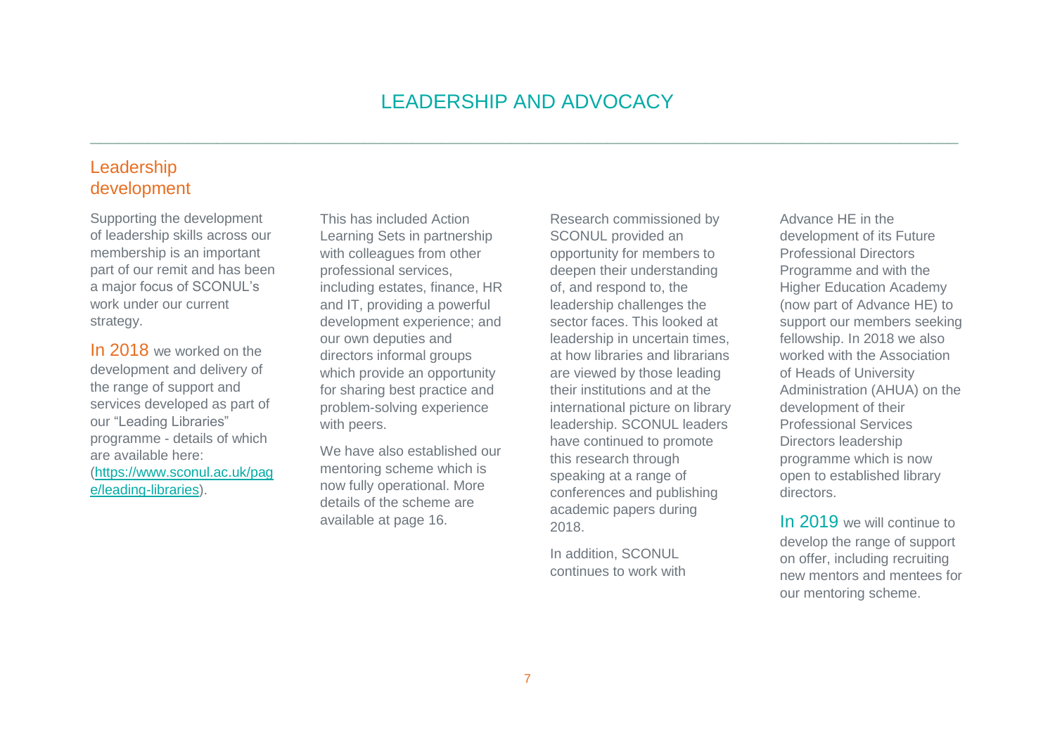# LEADERSHIP AND ADVOCACY

## Leadership development

Supporting the development of leadership skills across our membership is an important part of our remit and has been a major focus of SCONUL's work under our current strategy.

In 2018 we worked on the development and delivery of the range of support and services developed as part of our "Leading Libraries" programme - details of which are available here: (https://www.sconul.ac.uk/page/leading-libraries).

This has included Action Learning Sets in partnership with colleagues from other professional services, including estates, finance, HR and IT, providing a powerful development experience; and our own deputies and directors informal groups which provide an opportunity for sharing best practice and problem-solving experience with peers.

We have also established our mentoring scheme which is now fully operational. More details of the scheme are available at page 16.

Research commissioned by SCONUL provided an opportunity for members to deepen their understanding of, and respond to, the leadership challenges the sector faces. This looked at leadership in uncertain times, at how libraries and librarians are viewed by those leading their institutions and at the international picture on library leadership. SCONUL leaders have continued to promote this research through speaking at a range of conferences and publishing academic papers during 2018.

In addition, SCONUL continues to work with Advance HE in the development of its Future Professional Directors Programme and with the Higher Education Academy (now part of Advance HE) to support our members seeking fellowship. In 2018 we also worked with the Association of Heads of University Administration (AHUA) on the development of their Professional Services Directors leadership programme which is now open to established library directors.

In 2019 we will continue to develop the range of support on offer, including recruiting new mentors and mentees for our mentoring scheme.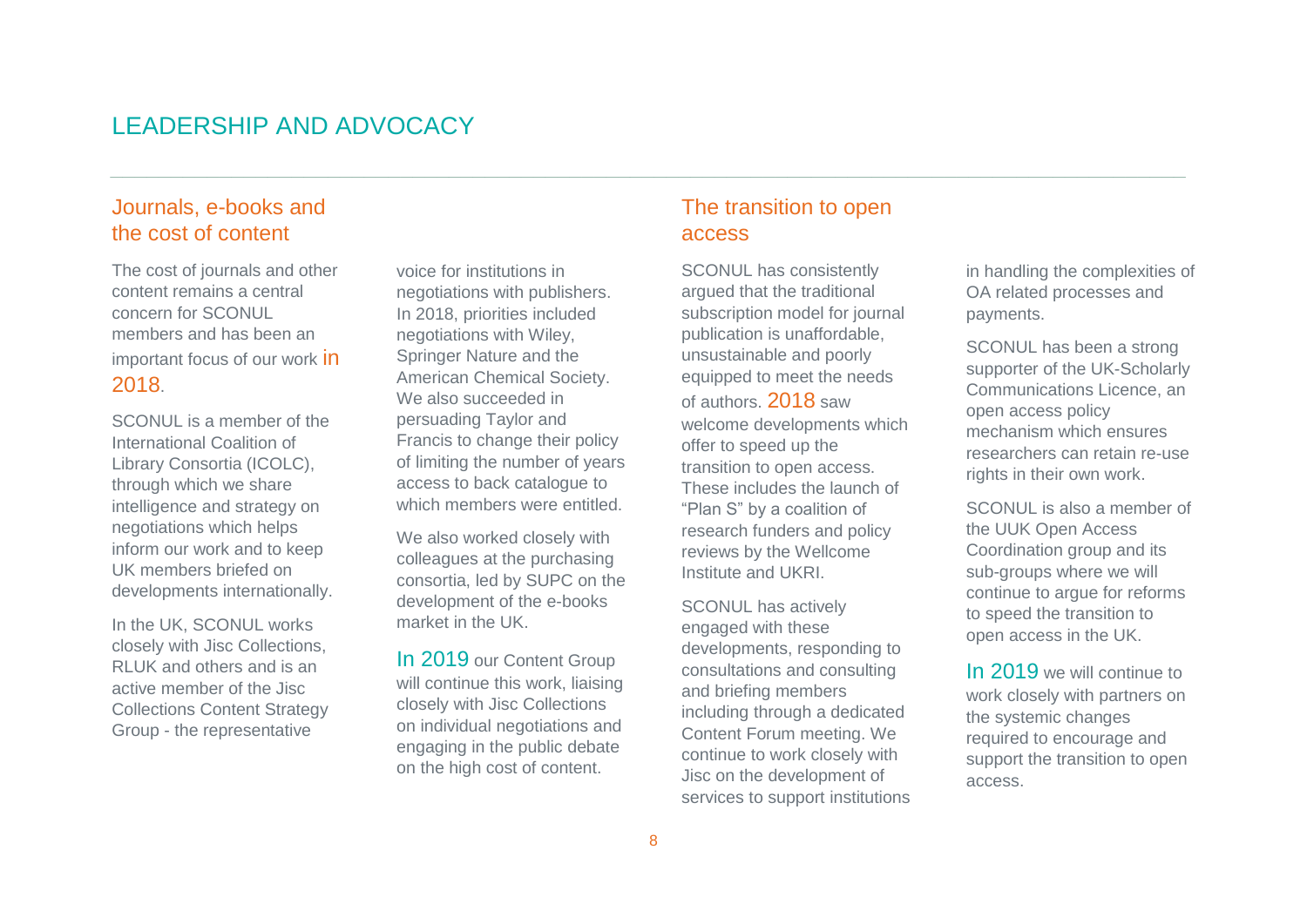# LEADERSHIP AND ADVOCACY

## Journals, e-books and the cost of content

The cost of journals and other content remains a central concern for SCONUL members and has been an important focus of our work in 2018.

SCONUL is a member of the International Coalition of Library Consortia (ICOLC), through which we share intelligence and strategy on negotiations which helps inform our work and to keep UK members briefed on developments internationally.

In the UK, SCONUL works closely with Jisc Collections, RLUK and others and is an active member of the Jisc Collections Content Strategy Group - the representative voice for institutions in negotiations with publishers. In 2018, priorities included negotiations with Wiley, Springer Nature and the American Chemical Society. We also succeeded in persuading Taylor and Francis to change their policy of limiting the number of years access to back catalogue to which members were entitled.

We also worked closely with colleagues at the purchasing consortia, led by SUPC on the development of the e-books market in the UK.

In 2019 our Content Group will continue this work, liaising closely with Jisc Collections on individual negotiations and engaging in the public debate on the high cost of content.

## The transition to open access

SCONUL has consistently argued that the traditional subscription model for journal publication is unaffordable, unsustainable and poorly equipped to meet the needs of authors. 2018 saw welcome developments which offer to speed up the transition to open access. These includes the launch of "Plan S" by a coalition of research funders and policy reviews by the Wellcome Institute and UKRI.

SCONUL has actively engaged with these developments, responding to consultations and consulting and briefing members including through a dedicated Content Forum meeting. We continue to work closely with Jisc on the development of services to support institutions in handling the complexities of OA related processes and payments.

SCONUL has been a strong supporter of the UK-Scholarly Communications Licence, an open access policy mechanism which ensures researchers can retain re-use rights in their own work.

SCONUL is also a member of the UUK Open Access Coordination group and its sub-groups where we will continue to argue for reforms to speed the transition to open access in the UK.

In 2019 we will continue to work closely with partners on the systemic changes required to encourage and support the transition to open access.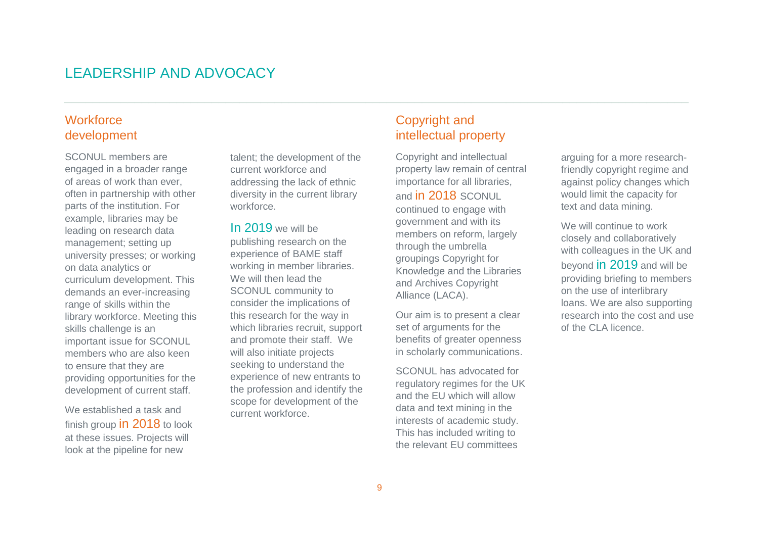# LEADERSHIP AND ADVOCACY

## Workforce development

SCONUL members are engaged in a broader range of areas of work than ever, often in partnership with other parts of the institution. For example, libraries may be leading on research data management; setting up university presses; or working on data analytics or curriculum development. This demands an ever-increasing range of skills within the library workforce. Meeting this skills challenge is an important issue for SCONUL members who are also keen to ensure that they are providing opportunities for the development of current staff.

We established a task and finish group in 2018 to look at these issues. Projects will look at the pipeline for new talent; the development of the current workforce and addressing the lack of ethnic diversity in the current library workforce.

In 2019 we will be publishing research on the experience of BAME staff working in member libraries. We will then lead the SCONUL community to consider the implications of this research for the way in which libraries recruit, support and promote their staff. We will also initiate projects seeking to understand the experience of new entrants to the profession and identify the scope for development of the current workforce.

## Copyright and intellectual property

Copyright and intellectual property law remain of central importance for all libraries, and in 2018 SCONUL continued to engage with government and with its members on reform, largely through the umbrella groupings Copyright for Knowledge and the Libraries and Archives Copyright Alliance (LACA).

Our aim is to present a clear set of arguments for the benefits of greater openness in scholarly communications.

SCONUL has advocated for regulatory regimes for the UK and the EU which will allow data and text mining in the interests of academic study. This has included writing to the relevant EU committees arguing for a more research-friendly copyright regime and against policy changes which would limit the capacity for text and data mining.

We will continue to work closely and collaboratively with colleagues in the UK and beyond in 2019 and will be providing briefing to members on the use of interlibrary loans. We are also supporting research into the cost and use of the CLA licence.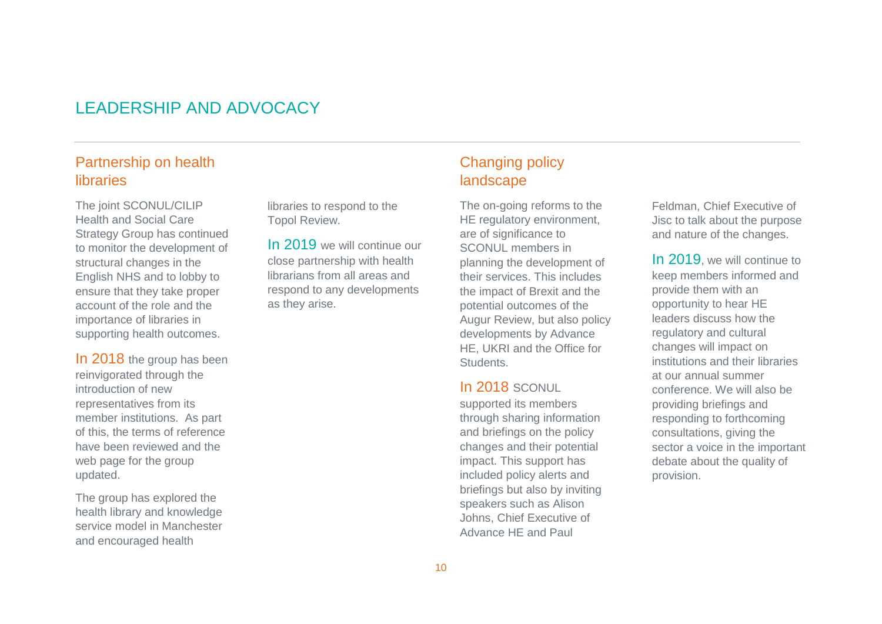# LEADERSHIP AND ADVOCACY

## Partnership on health libraries

The joint SCONUL/CILIP Health and Social Care Strategy Group has continued to monitor the development of structural changes in the English NHS and to lobby to ensure that they take proper account of the role and the importance of libraries in supporting health outcomes.

In 2018 the group has been reinvigorated through the introduction of new representatives from its member institutions. As part of this, the terms of reference have been reviewed and the web page for the group updated.

The group has explored the health library and knowledge service model in Manchester and encouraged health libraries to respond to the Topol Review.

In 2019 we will continue our close partnership with health librarians from all areas and respond to any developments as they arise.

## Changing policy landscape

The on-going reforms to the HE regulatory environment, are of significance to SCONUL members in planning the development of their services. This includes the impact of Brexit and the potential outcomes of the Augur Review, but also policy developments by Advance HE, UKRI and the Office for Students.

In 2018 SCONUL supported its members through sharing information and briefings on the policy changes and their potential impact. This support has included policy alerts and briefings but also by inviting speakers such as Alison Johns, Chief Executive of Advance HE and Paul Feldman, Chief Executive of Jisc to talk about the purpose and nature of the changes.

In 2019, we will continue to keep members informed and provide them with an opportunity to hear HE leaders discuss how the regulatory and cultural changes will impact on institutions and their libraries at our annual summer conference. We will also be providing briefings and responding to forthcoming consultations, giving the sector a voice in the important debate about the quality of provision.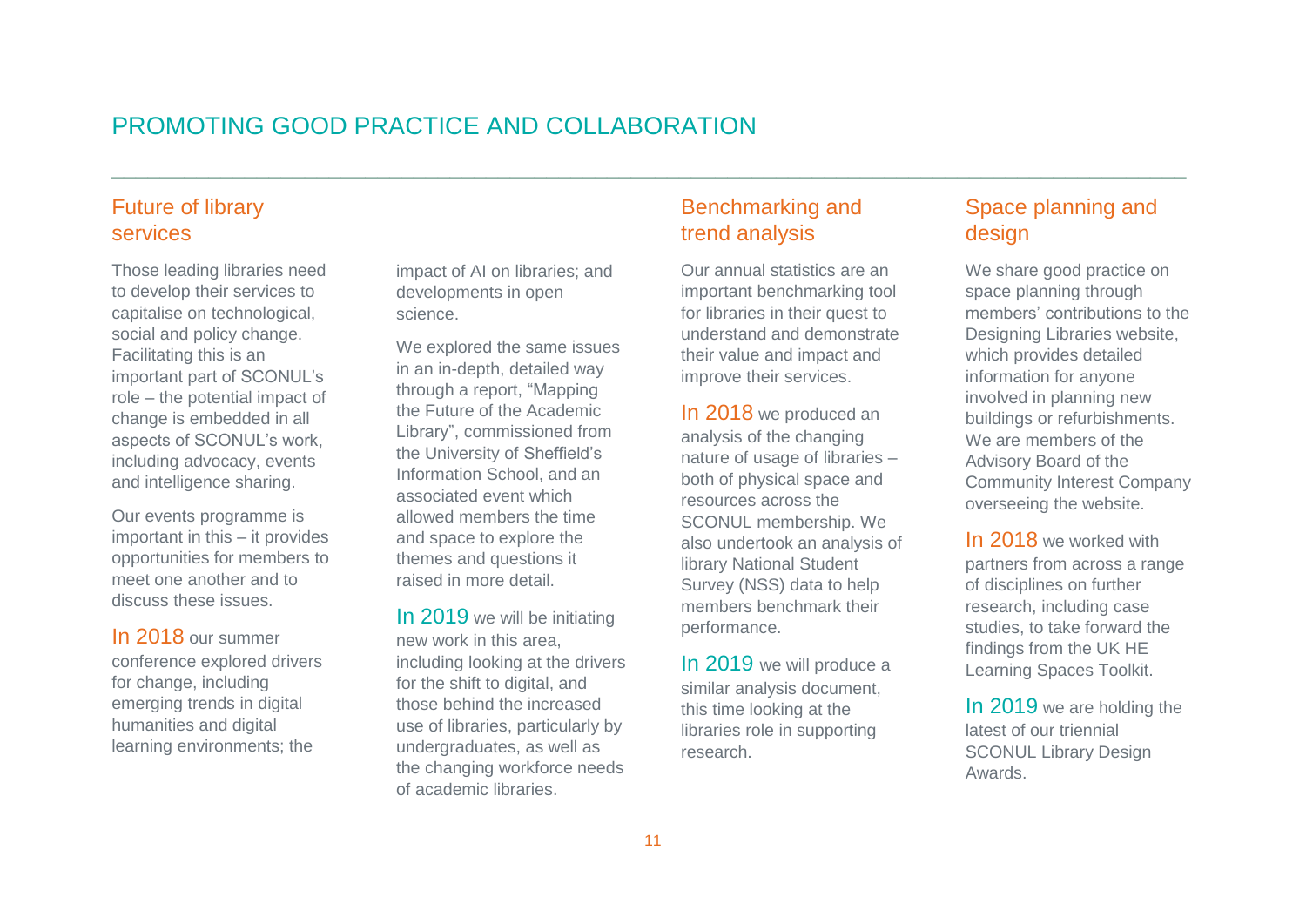# PROMOTING GOOD PRACTICE AND COLLABORATION

## Future of library services

Those leading libraries need to develop their services to capitalise on technological, social and policy change. Facilitating this is an important part of SCONUL's role – the potential impact of change is embedded in all aspects of SCONUL's work, including advocacy, events and intelligence sharing.

Our events programme is important in this – it provides opportunities for members to meet one another and to discuss these issues.

In 2018 our summer conference explored drivers for change, including emerging trends in digital humanities and digital learning environments; the impact of AI on libraries; and developments in open science.

We explored the same issues in an in-depth, detailed way through a report, "Mapping the Future of the Academic Library", commissioned from the University of Sheffield's Information School, and an associated event which allowed members the time and space to explore the themes and questions it raised in more detail.

In 2019 we will be initiating new work in this area, including looking at the drivers for the shift to digital, and those behind the increased use of libraries, particularly by undergraduates, as well as the changing workforce needs of academic libraries.

## Benchmarking and trend analysis

Our annual statistics are an important benchmarking tool for libraries in their quest to understand and demonstrate their value and impact and improve their services.

In 2018 we produced an analysis of the changing nature of usage of libraries – both of physical space and resources across the SCONUL membership. We also undertook an analysis of library National Student Survey (NSS) data to help members benchmark their performance.

In 2019 we will produce a similar analysis document, this time looking at the libraries role in supporting research.

## Space planning and design

We share good practice on space planning through members' contributions to the Designing Libraries website, which provides detailed information for anyone involved in planning new buildings or refurbishments. We are members of the Advisory Board of the Community Interest Company overseeing the website.

In 2018 we worked with partners from across a range of disciplines on further research, including case studies, to take forward the findings from the UK HE Learning Spaces Toolkit.

In 2019 we are holding the latest of our triennial SCONUL Library Design Awards.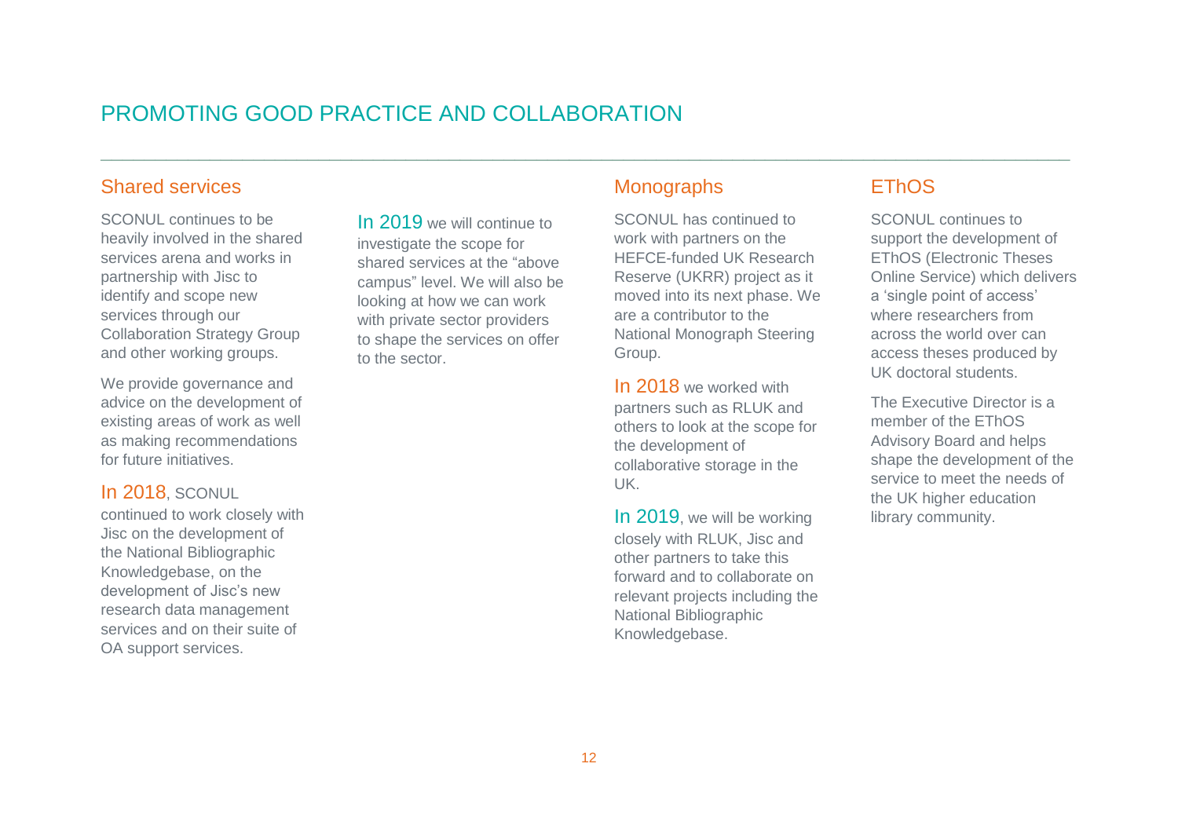# PROMOTING GOOD PRACTICE AND COLLABORATION

## Shared services

SCONUL continues to be heavily involved in the shared services arena and works in partnership with Jisc to identify and scope new services through our Collaboration Strategy Group and other working groups.

We provide governance and advice on the development of existing areas of work as well as making recommendations for future initiatives.

In 2018, SCONUL continued to work closely with Jisc on the development of the National Bibliographic Knowledgebase, on the development of Jisc's new research data management services and on their suite of OA support services.

In 2019 we will continue to investigate the scope for shared services at the "above campus" level. We will also be looking at how we can work with private sector providers to shape the services on offer to the sector.

## Monographs

SCONUL has continued to work with partners on the HEFCE-funded UK Research Reserve (UKRR) project as it moved into its next phase. We are a contributor to the National Monograph Steering Group.

In 2018 we worked with partners such as RLUK and others to look at the scope for the development of collaborative storage in the UK.

In 2019, we will be working closely with RLUK, Jisc and other partners to take this forward and to collaborate on relevant projects including the National Bibliographic Knowledgebase.

## EThOS

SCONUL continues to support the development of EThOS (Electronic Theses Online Service) which delivers a 'single point of access' where researchers from across the world over can access theses produced by UK doctoral students.

The Executive Director is a member of the EThOS Advisory Board and helps shape the development of the service to meet the needs of the UK higher education library community.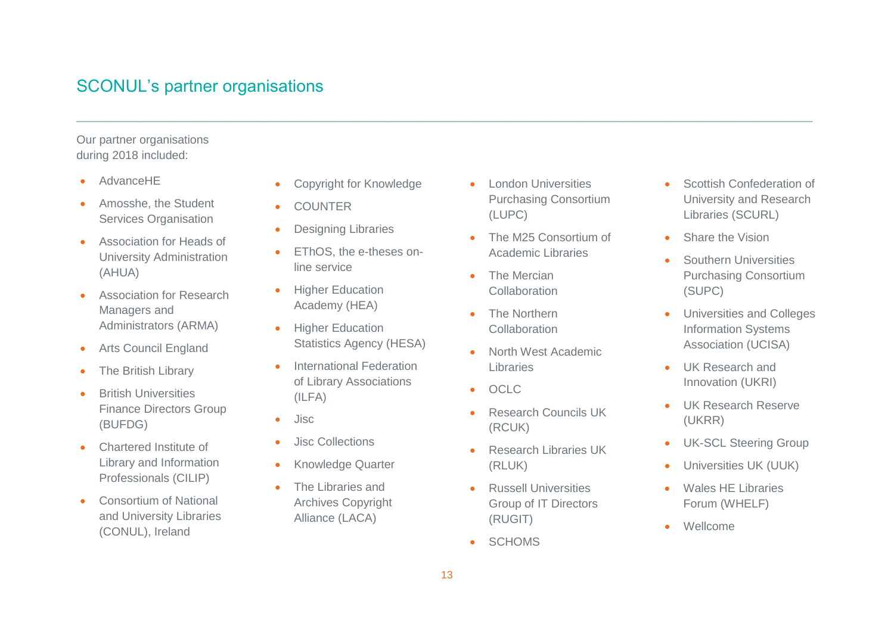## SCONUL's partner organisations

Our partner organisations during 2018 included:

- AdvanceHE
- Amosshe, the Student Services Organisation
- Association for Heads of University Administration (AHUA)
- Association for Research Managers and Administrators (ARMA)
- Arts Council England
- The British Library
- British Universities Finance Directors Group (BUFDG)
- Chartered Institute of Library and Information Professionals (CILIP)
- Consortium of National and University Libraries (CONUL), Ireland
- Copyright for Knowledge
- COUNTER
- Designing Libraries
- EThOS, the e-theses on-line service
- Higher Education Academy (HEA)
- Higher Education Statistics Agency (HESA)
- International Federation of Library Associations (ILFA)
- Jisc
- Jisc Collections
- Knowledge Quarter
- The Libraries and Archives Copyright Alliance (LACA)
- London Universities Purchasing Consortium (LUPC)
- The M25 Consortium of Academic Libraries
- The Mercian Collaboration
- The Northern Collaboration
- North West Academic Libraries
- OCLC
- Research Councils UK (RCUK)
- Research Libraries UK (RLUK)
- Russell Universities Group of IT Directors (RUGIT)
- SCHOMS
- Scottish Confederation of University and Research Libraries (SCURL)
- Share the Vision
- Southern Universities Purchasing Consortium (SUPC)
- Universities and Colleges Information Systems Association (UCISA)
- UK Research and Innovation (UKRI)
- UK Research Reserve (UKRR)
- UK-SCL Steering Group
- Universities UK (UUK)
- Wales HE Libraries Forum (WHELF)
- Wellcome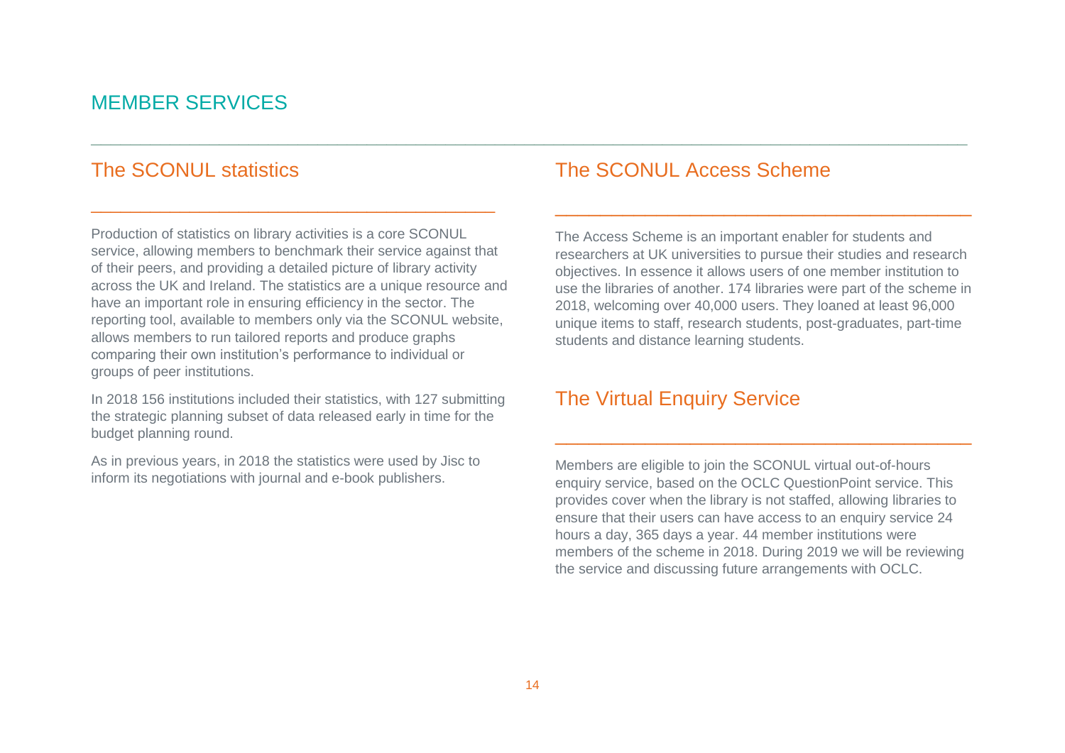# MEMBER SERVICES

## The SCONUL statistics

Production of statistics on library activities is a core SCONUL service, allowing members to benchmark their service against that of their peers, and providing a detailed picture of library activity across the UK and Ireland. The statistics are a unique resource and have an important role in ensuring efficiency in the sector. The reporting tool, available to members only via the SCONUL website, allows members to run tailored reports and produce graphs comparing their own institution's performance to individual or groups of peer institutions.

In 2018 156 institutions included their statistics, with 127 submitting the strategic planning subset of data released early in time for the budget planning round.

As in previous years, in 2018 the statistics were used by Jisc to inform its negotiations with journal and e-book publishers.

## The SCONUL Access Scheme

The Access Scheme is an important enabler for students and researchers at UK universities to pursue their studies and research objectives. In essence it allows users of one member institution to use the libraries of another. 174 libraries were part of the scheme in 2018, welcoming over 40,000 users. They loaned at least 96,000 unique items to staff, research students, post-graduates, part-time students and distance learning students.

## The Virtual Enquiry Service

Members are eligible to join the SCONUL virtual out-of-hours enquiry service, based on the OCLC QuestionPoint service. This provides cover when the library is not staffed, allowing libraries to ensure that their users can have access to an enquiry service 24 hours a day, 365 days a year. 44 member institutions were members of the scheme in 2018. During 2019 we will be reviewing the service and discussing future arrangements with OCLC.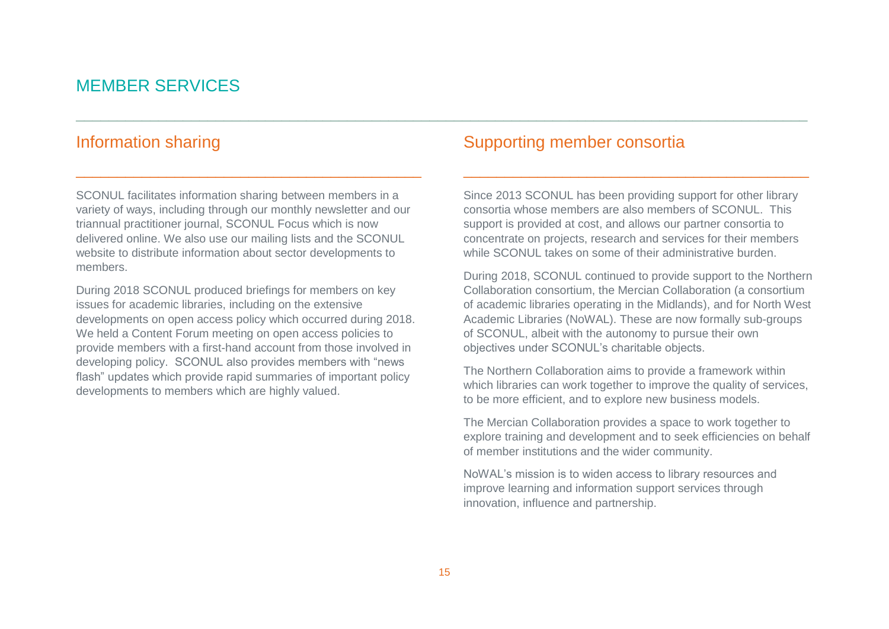# MEMBER SERVICES

## Information sharing

SCONUL facilitates information sharing between members in a variety of ways, including through our monthly newsletter and our triannual practitioner journal, SCONUL Focus which is now delivered online. We also use our mailing lists and the SCONUL website to distribute information about sector developments to members.

During 2018 SCONUL produced briefings for members on key issues for academic libraries, including on the extensive developments on open access policy which occurred during 2018. We held a Content Forum meeting on open access policies to provide members with a first-hand account from those involved in developing policy. SCONUL also provides members with "news flash" updates which provide rapid summaries of important policy developments to members which are highly valued.

## Supporting member consortia

Since 2013 SCONUL has been providing support for other library consortia whose members are also members of SCONUL. This support is provided at cost, and allows our partner consortia to concentrate on projects, research and services for their members while SCONUL takes on some of their administrative burden.

During 2018, SCONUL continued to provide support to the Northern Collaboration consortium, the Mercian Collaboration (a consortium of academic libraries operating in the Midlands), and for North West Academic Libraries (NoWAL). These are now formally sub-groups of SCONUL, albeit with the autonomy to pursue their own objectives under SCONUL's charitable objects.

The Northern Collaboration aims to provide a framework within which libraries can work together to improve the quality of services, to be more efficient, and to explore new business models.

The Mercian Collaboration provides a space to work together to explore training and development and to seek efficiencies on behalf of member institutions and the wider community.

NoWAL's mission is to widen access to library resources and improve learning and information support services through innovation, influence and partnership.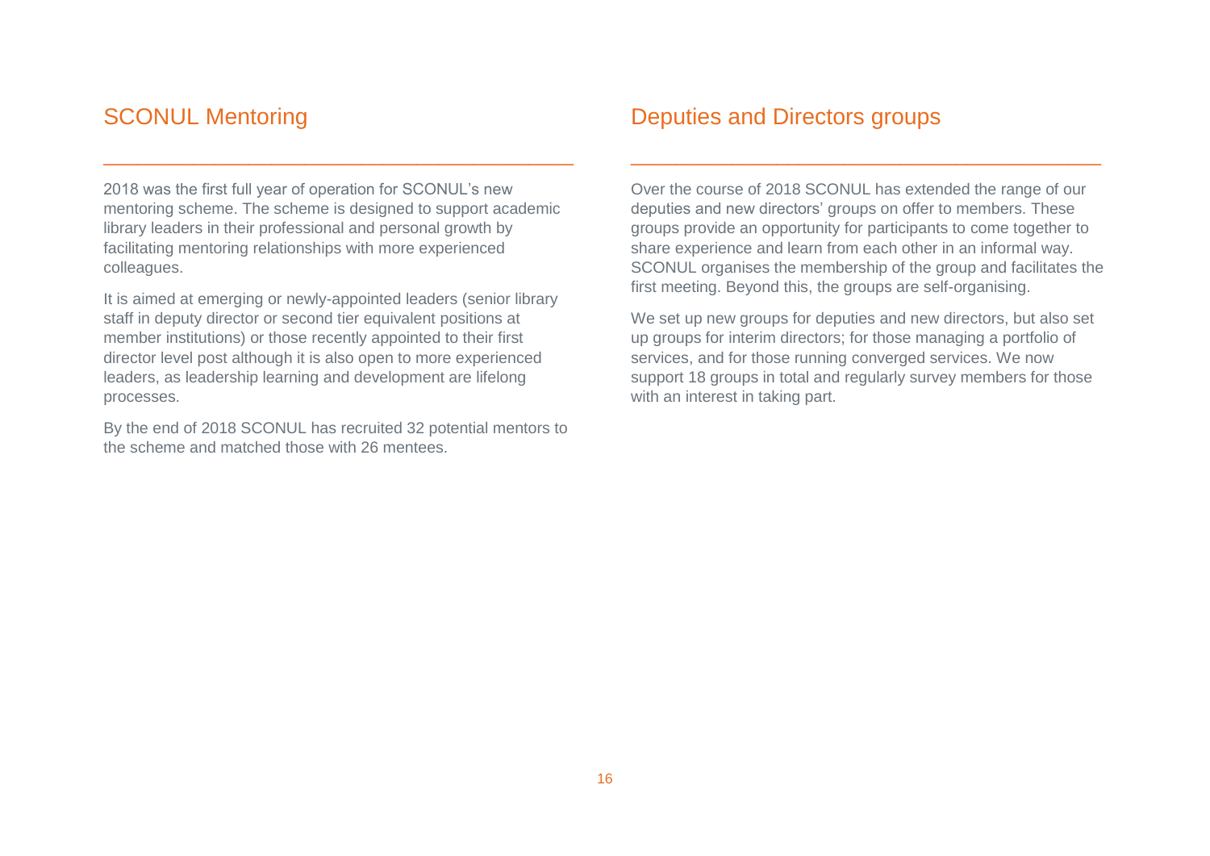## SCONUL Mentoring

2018 was the first full year of operation for SCONUL's new mentoring scheme. The scheme is designed to support academic library leaders in their professional and personal growth by facilitating mentoring relationships with more experienced colleagues.

It is aimed at emerging or newly-appointed leaders (senior library staff in deputy director or second tier equivalent positions at member institutions) or those recently appointed to their first director level post although it is also open to more experienced leaders, as leadership learning and development are lifelong processes.

By the end of 2018 SCONUL has recruited 32 potential mentors to the scheme and matched those with 26 mentees.

## Deputies and Directors groups

Over the course of 2018 SCONUL has extended the range of our deputies and new directors' groups on offer to members. These groups provide an opportunity for participants to come together to share experience and learn from each other in an informal way. SCONUL organises the membership of the group and facilitates the first meeting. Beyond this, the groups are self-organising.

We set up new groups for deputies and new directors, but also set up groups for interim directors; for those managing a portfolio of services, and for those running converged services. We now support 18 groups in total and regularly survey members for those with an interest in taking part.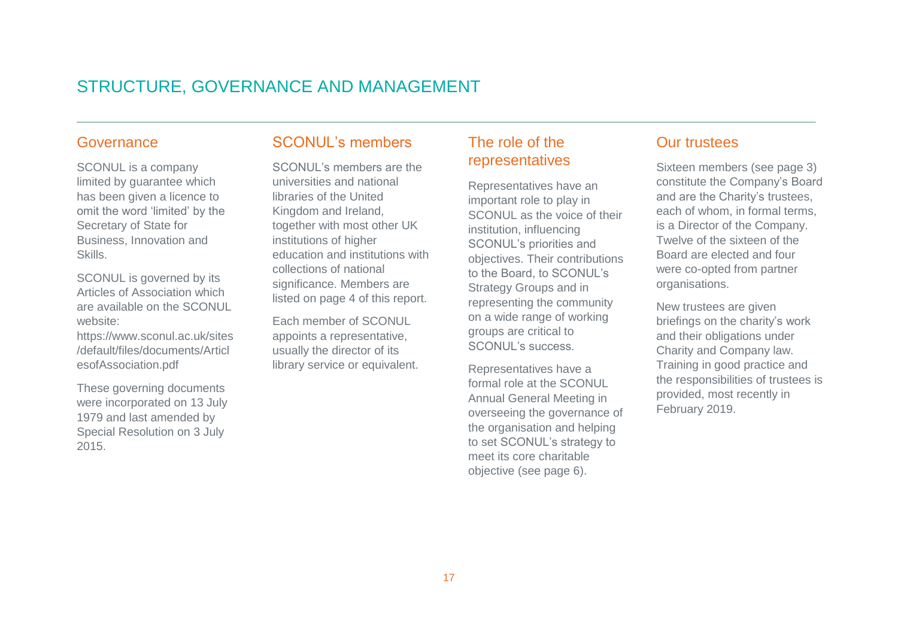# STRUCTURE, GOVERNANCE AND MANAGEMENT

## Governance

SCONUL is a company limited by guarantee which has been given a licence to omit the word 'limited' by the Secretary of State for Business, Innovation and Skills.

SCONUL is governed by its Articles of Association which are available on the SCONUL website: https://www.sconul.ac.uk/sites/default/files/documents/ArticlesofAssociation.pdf

These governing documents were incorporated on 13 July 1979 and last amended by Special Resolution on 3 July 2015.

## SCONUL's members

SCONUL's members are the universities and national libraries of the United Kingdom and Ireland, together with most other UK institutions of higher education and institutions with collections of national significance. Members are listed on page 4 of this report.

Each member of SCONUL appoints a representative, usually the director of its library service or equivalent.

## The role of the representatives

Representatives have an important role to play in SCONUL as the voice of their institution, influencing SCONUL's priorities and objectives. Their contributions to the Board, to SCONUL's Strategy Groups and in representing the community on a wide range of working groups are critical to SCONUL's success.

Representatives have a formal role at the SCONUL Annual General Meeting in overseeing the governance of the organisation and helping to set SCONUL's strategy to meet its core charitable objective (see page 6).

## Our trustees

Sixteen members (see page 3) constitute the Company's Board and are the Charity's trustees, each of whom, in formal terms, is a Director of the Company. Twelve of the sixteen of the Board are elected and four were co-opted from partner organisations.

New trustees are given briefings on the charity's work and their obligations under Charity and Company law. Training in good practice and the responsibilities of trustees is provided, most recently in February 2019.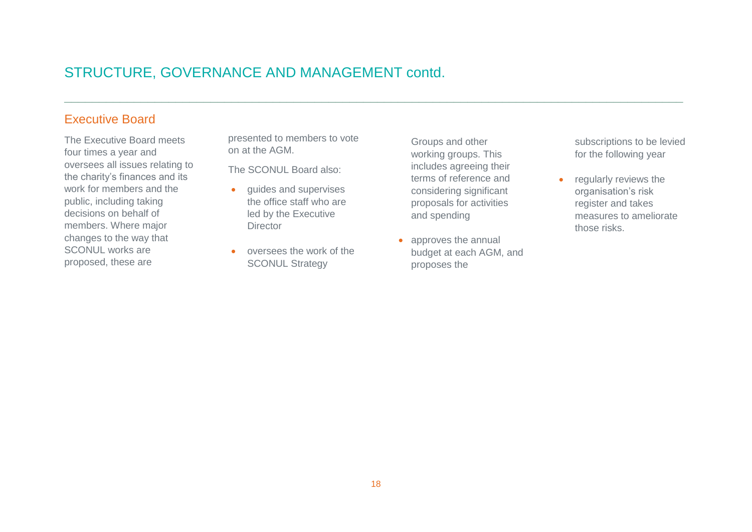## STRUCTURE, GOVERNANCE AND MANAGEMENT contd.

### Executive Board

The Executive Board meets four times a year and oversees all issues relating to the charity's finances and its work for members and the public, including taking decisions on behalf of members. Where major changes to the way that SCONUL works are proposed, these are presented to members to vote on at the AGM.

The SCONUL Board also:

- guides and supervises the office staff who are led by the Executive Director
- oversees the work of the SCONUL Strategy Groups and other working groups. This includes agreeing their terms of reference and considering significant proposals for activities and spending
- approves the annual budget at each AGM, and proposes the subscriptions to be levied for the following year
- regularly reviews the organisation's risk register and takes measures to ameliorate those risks.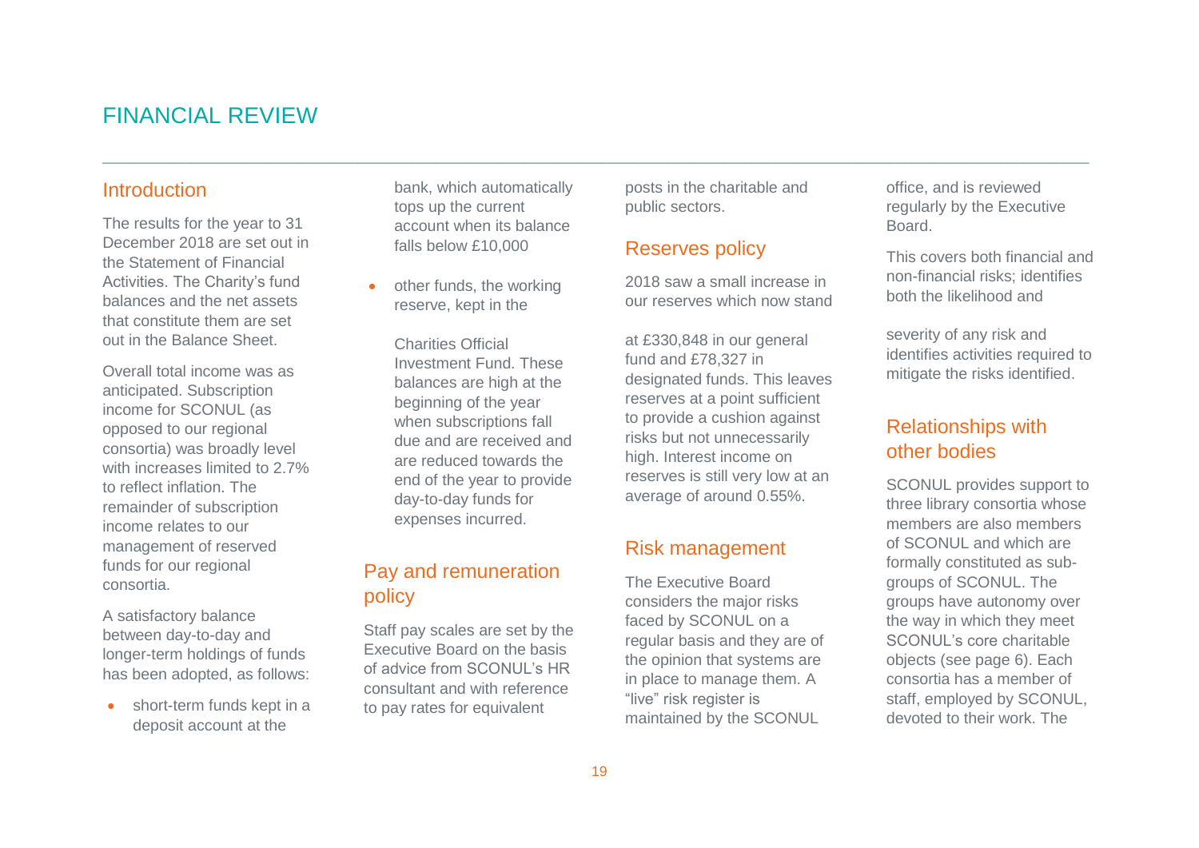# FINANCIAL REVIEW

## Introduction

The results for the year to 31 December 2018 are set out in the Statement of Financial Activities. The Charity's fund balances and the net assets that constitute them are set out in the Balance Sheet.

Overall total income was as anticipated. Subscription income for SCONUL (as opposed to our regional consortia) was broadly level with increases limited to 2.7% to reflect inflation. The remainder of subscription income relates to our management of reserved funds for our regional consortia.

A satisfactory balance between day-to-day and longer-term holdings of funds has been adopted, as follows:

- short-term funds kept in a deposit account at the bank, which automatically tops up the current account when its balance falls below £10,000
- other funds, the working reserve, kept in the Charities Official Investment Fund. These balances are high at the beginning of the year when subscriptions fall due and are received and are reduced towards the end of the year to provide day-to-day funds for expenses incurred.

## Pay and remuneration policy

Staff pay scales are set by the Executive Board on the basis of advice from SCONUL's HR consultant and with reference to pay rates for equivalent posts in the charitable and public sectors.

## Reserves policy

2018 saw a small increase in our reserves which now stand at £330,848 in our general fund and £78,327 in designated funds. This leaves reserves at a point sufficient to provide a cushion against risks but not unnecessarily high. Interest income on reserves is still very low at an average of around 0.55%.

## Risk management

The Executive Board considers the major risks faced by SCONUL on a regular basis and they are of the opinion that systems are in place to manage them. A "live" risk register is maintained by the SCONUL office, and is reviewed regularly by the Executive Board.

This covers both financial and non-financial risks; identifies both the likelihood and severity of any risk and identifies activities required to mitigate the risks identified.

## Relationships with other bodies

SCONUL provides support to three library consortia whose members are also members of SCONUL and which are formally constituted as sub-groups of SCONUL. The groups have autonomy over the way in which they meet SCONUL's core charitable objects (see page 6). Each consortia has a member of staff, employed by SCONUL, devoted to their work. The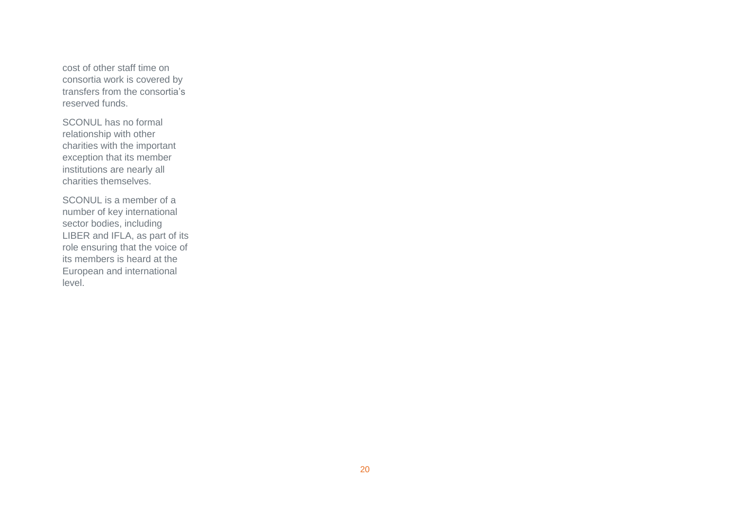cost of other staff time on consortia work is covered by transfers from the consortia's reserved funds.

SCONUL has no formal relationship with other charities with the important exception that its member institutions are nearly all charities themselves.

SCONUL is a member of a number of key international sector bodies, including LIBER and IFLA, as part of its role ensuring that the voice of its members is heard at the European and international level.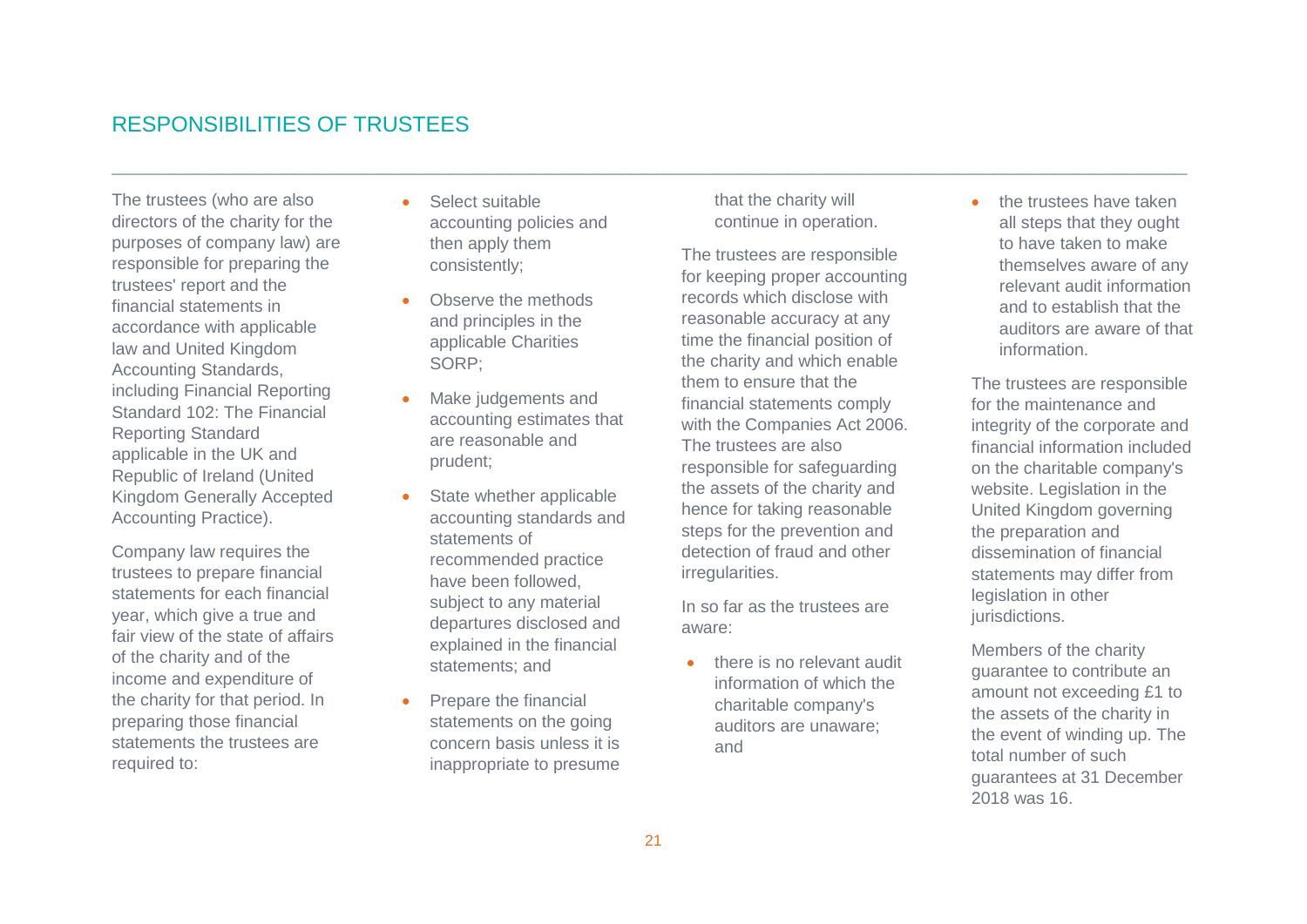## RESPONSIBILITIES OF TRUSTEES

The trustees (who are also directors of the charity for the purposes of company law) are responsible for preparing the trustees' report and the financial statements in accordance with applicable law and United Kingdom Accounting Standards, including Financial Reporting Standard 102: The Financial Reporting Standard applicable in the UK and Republic of Ireland (United Kingdom Generally Accepted Accounting Practice).

Company law requires the trustees to prepare financial statements for each financial year, which give a true and fair view of the state of affairs of the charity and of the income and expenditure of the charity for that period. In preparing those financial statements the trustees are required to:

- Select suitable accounting policies and then apply them consistently;
- Observe the methods and principles in the applicable Charities SORP;
- Make judgements and accounting estimates that are reasonable and prudent;
- State whether applicable accounting standards and statements of recommended practice have been followed, subject to any material departures disclosed and explained in the financial statements; and
- Prepare the financial statements on the going concern basis unless it is inappropriate to presume that the charity will continue in operation.

The trustees are responsible for keeping proper accounting records which disclose with reasonable accuracy at any time the financial position of the charity and which enable them to ensure that the financial statements comply with the Companies Act 2006. The trustees are also responsible for safeguarding the assets of the charity and hence for taking reasonable steps for the prevention and detection of fraud and other irregularities.

In so far as the trustees are aware:

- there is no relevant audit information of which the charitable company's auditors are unaware; and
- the trustees have taken all steps that they ought to have taken to make themselves aware of any relevant audit information and to establish that the auditors are aware of that information.

The trustees are responsible for the maintenance and integrity of the corporate and financial information included on the charitable company's website. Legislation in the United Kingdom governing the preparation and dissemination of financial statements may differ from legislation in other jurisdictions.

Members of the charity guarantee to contribute an amount not exceeding £1 to the assets of the charity in the event of winding up. The total number of such guarantees at 31 December 2018 was 16.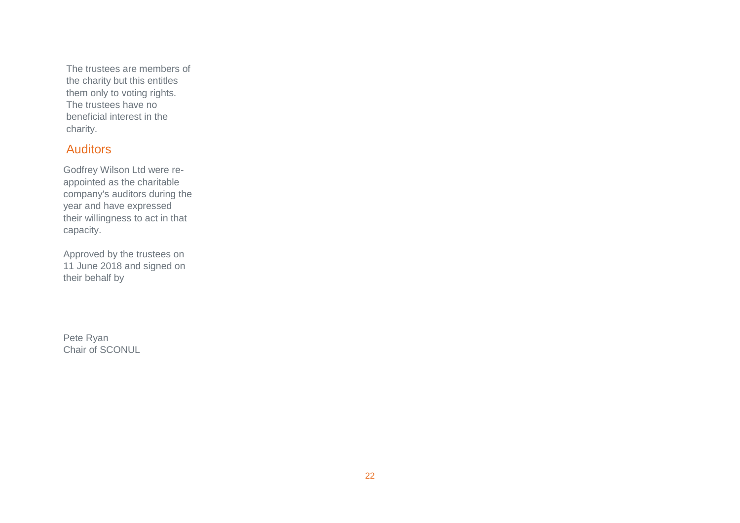The trustees are members of the charity but this entitles them only to voting rights. The trustees have no beneficial interest in the charity.

## Auditors

Godfrey Wilson Ltd were re-appointed as the charitable company's auditors during the year and have expressed their willingness to act in that capacity.

Approved by the trustees on 11 June 2018 and signed on their behalf by

Pete Ryan
Chair of SCONUL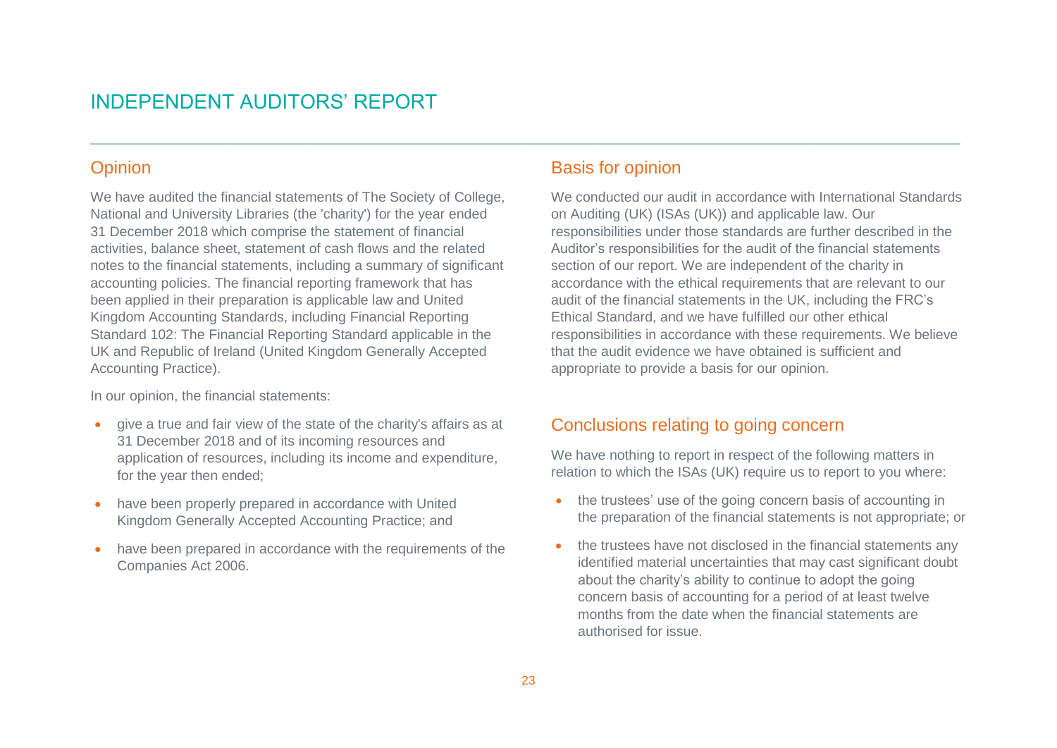# INDEPENDENT AUDITORS' REPORT

## Opinion

We have audited the financial statements of The Society of College, National and University Libraries (the 'charity') for the year ended 31 December 2018 which comprise the statement of financial activities, balance sheet, statement of cash flows and the related notes to the financial statements, including a summary of significant accounting policies. The financial reporting framework that has been applied in their preparation is applicable law and United Kingdom Accounting Standards, including Financial Reporting Standard 102: The Financial Reporting Standard applicable in the UK and Republic of Ireland (United Kingdom Generally Accepted Accounting Practice).

In our opinion, the financial statements:

- give a true and fair view of the state of the charity's affairs as at 31 December 2018 and of its incoming resources and application of resources, including its income and expenditure, for the year then ended;
- have been properly prepared in accordance with United Kingdom Generally Accepted Accounting Practice; and
- have been prepared in accordance with the requirements of the Companies Act 2006.

## Basis for opinion

We conducted our audit in accordance with International Standards on Auditing (UK) (ISAs (UK)) and applicable law. Our responsibilities under those standards are further described in the Auditor's responsibilities for the audit of the financial statements section of our report. We are independent of the charity in accordance with the ethical requirements that are relevant to our audit of the financial statements in the UK, including the FRC's Ethical Standard, and we have fulfilled our other ethical responsibilities in accordance with these requirements. We believe that the audit evidence we have obtained is sufficient and appropriate to provide a basis for our opinion.

## Conclusions relating to going concern

We have nothing to report in respect of the following matters in relation to which the ISAs (UK) require us to report to you where:

- the trustees' use of the going concern basis of accounting in the preparation of the financial statements is not appropriate; or
- the trustees have not disclosed in the financial statements any identified material uncertainties that may cast significant doubt about the charity's ability to continue to adopt the going concern basis of accounting for a period of at least twelve months from the date when the financial statements are authorised for issue.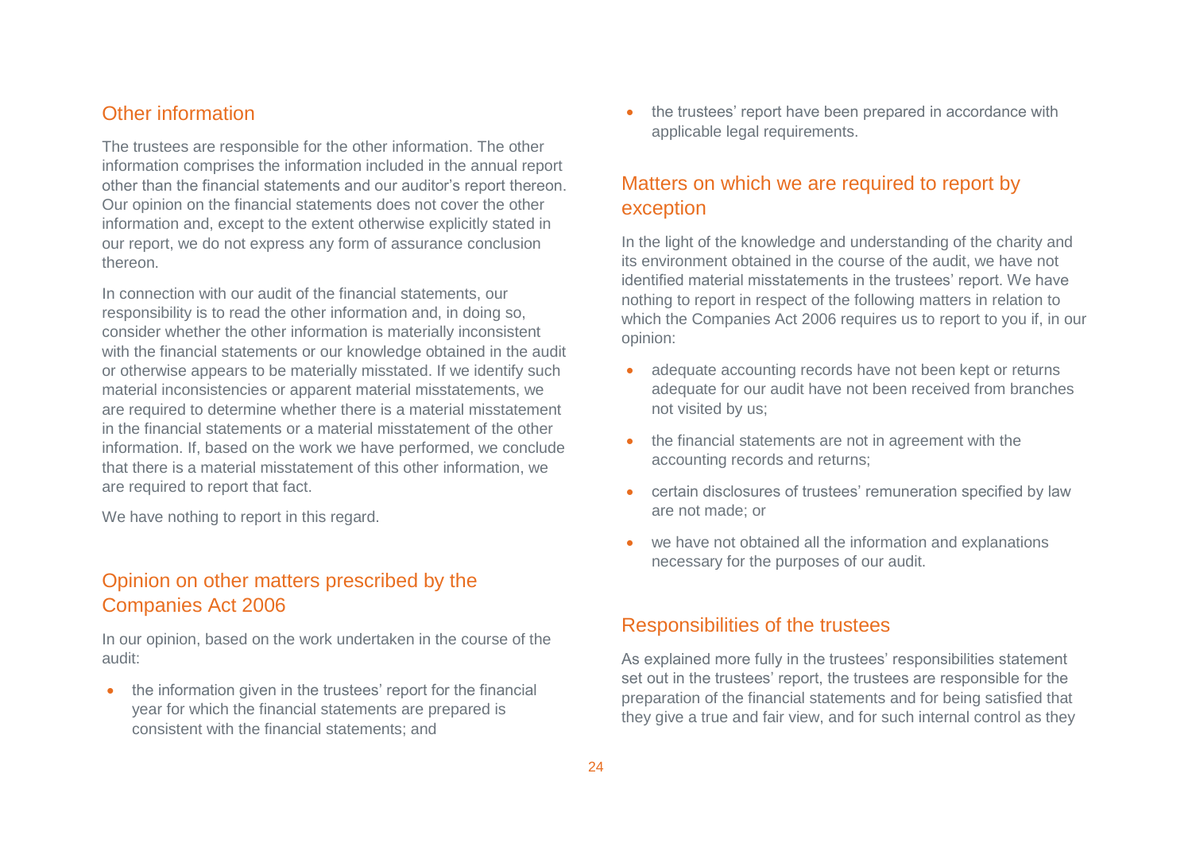## Other information

The trustees are responsible for the other information. The other information comprises the information included in the annual report other than the financial statements and our auditor's report thereon. Our opinion on the financial statements does not cover the other information and, except to the extent otherwise explicitly stated in our report, we do not express any form of assurance conclusion thereon.

In connection with our audit of the financial statements, our responsibility is to read the other information and, in doing so, consider whether the other information is materially inconsistent with the financial statements or our knowledge obtained in the audit or otherwise appears to be materially misstated. If we identify such material inconsistencies or apparent material misstatements, we are required to determine whether there is a material misstatement in the financial statements or a material misstatement of the other information. If, based on the work we have performed, we conclude that there is a material misstatement of this other information, we are required to report that fact.

We have nothing to report in this regard.

## Opinion on other matters prescribed by the Companies Act 2006

In our opinion, based on the work undertaken in the course of the audit:

- the information given in the trustees' report for the financial year for which the financial statements are prepared is consistent with the financial statements; and
- the trustees' report have been prepared in accordance with applicable legal requirements.

## Matters on which we are required to report by exception

In the light of the knowledge and understanding of the charity and its environment obtained in the course of the audit, we have not identified material misstatements in the trustees' report. We have nothing to report in respect of the following matters in relation to which the Companies Act 2006 requires us to report to you if, in our opinion:

- adequate accounting records have not been kept or returns adequate for our audit have not been received from branches not visited by us;
- the financial statements are not in agreement with the accounting records and returns;
- certain disclosures of trustees' remuneration specified by law are not made; or
- we have not obtained all the information and explanations necessary for the purposes of our audit.

## Responsibilities of the trustees

As explained more fully in the trustees' responsibilities statement set out in the trustees' report, the trustees are responsible for the preparation of the financial statements and for being satisfied that they give a true and fair view, and for such internal control as they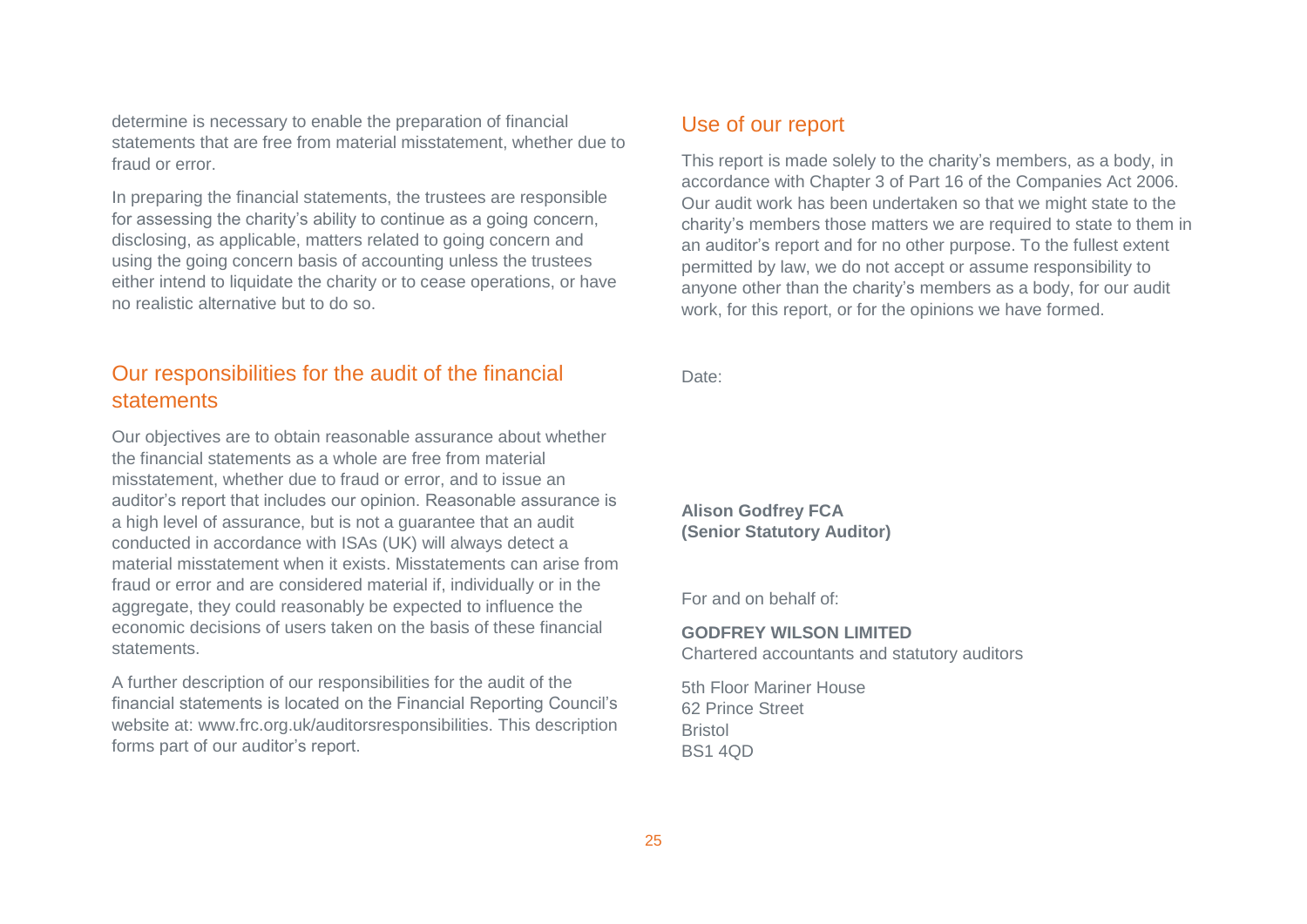determine is necessary to enable the preparation of financial statements that are free from material misstatement, whether due to fraud or error.

In preparing the financial statements, the trustees are responsible for assessing the charity's ability to continue as a going concern, disclosing, as applicable, matters related to going concern and using the going concern basis of accounting unless the trustees either intend to liquidate the charity or to cease operations, or have no realistic alternative but to do so.

## Our responsibilities for the audit of the financial statements

Our objectives are to obtain reasonable assurance about whether the financial statements as a whole are free from material misstatement, whether due to fraud or error, and to issue an auditor's report that includes our opinion. Reasonable assurance is a high level of assurance, but is not a guarantee that an audit conducted in accordance with ISAs (UK) will always detect a material misstatement when it exists. Misstatements can arise from fraud or error and are considered material if, individually or in the aggregate, they could reasonably be expected to influence the economic decisions of users taken on the basis of these financial statements.

A further description of our responsibilities for the audit of the financial statements is located on the Financial Reporting Council's website at: www.frc.org.uk/auditorsresponsibilities. This description forms part of our auditor's report.

## Use of our report

This report is made solely to the charity's members, as a body, in accordance with Chapter 3 of Part 16 of the Companies Act 2006. Our audit work has been undertaken so that we might state to the charity's members those matters we are required to state to them in an auditor's report and for no other purpose. To the fullest extent permitted by law, we do not accept or assume responsibility to anyone other than the charity's members as a body, for our audit work, for this report, or for the opinions we have formed.

Date:

**Alison Godfrey FCA**
**(Senior Statutory Auditor)**

For and on behalf of:

**GODFREY WILSON LIMITED**
Chartered accountants and statutory auditors

5th Floor Mariner House
62 Prince Street
Bristol
BS1 4QD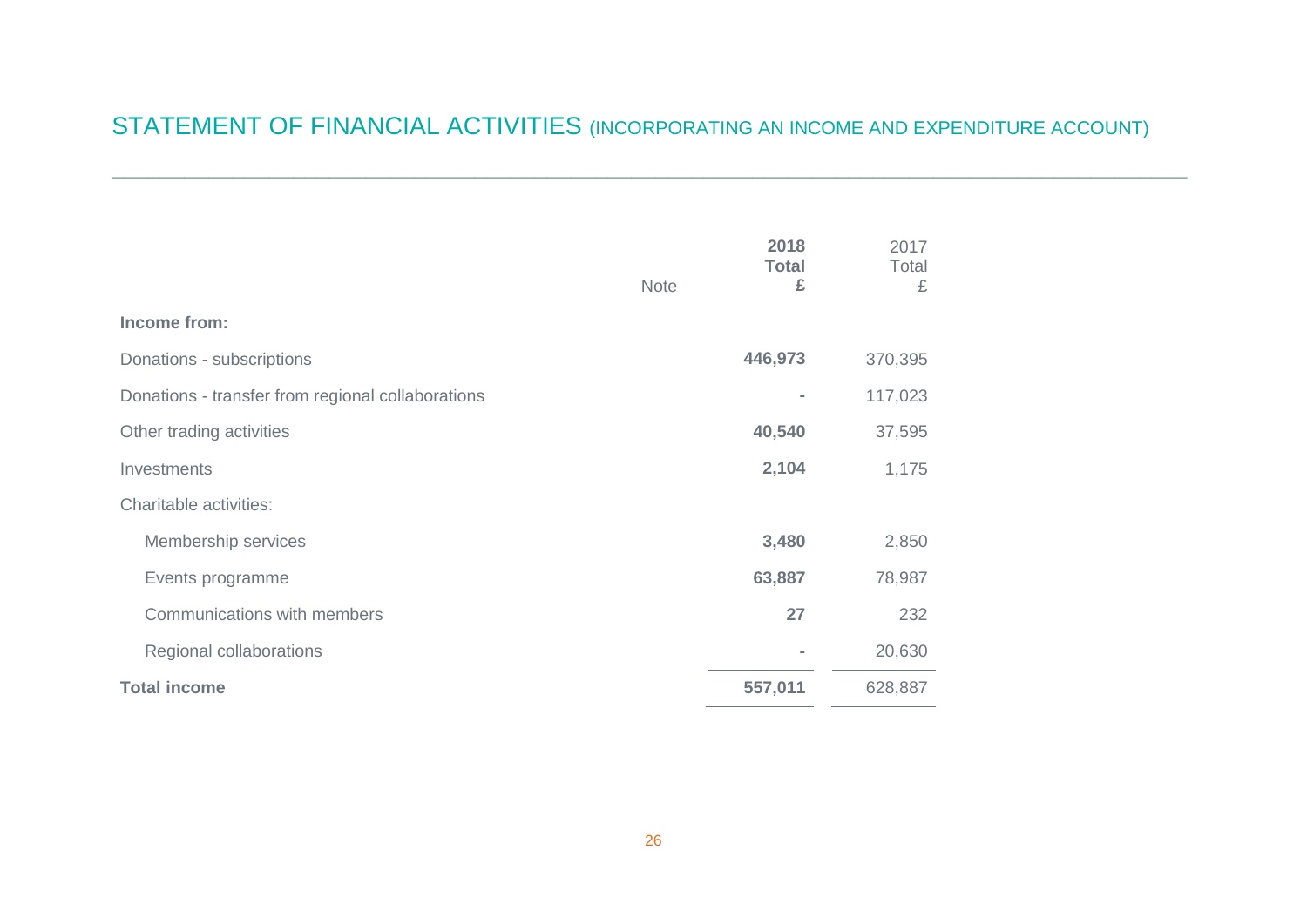# STATEMENT OF FINANCIAL ACTIVITIES (INCORPORATING AN INCOME AND EXPENDITURE ACCOUNT)

| | Note | **2018 Total £** | 2017 Total £ |
|---|---|---|---|
| **Income from:** | | | |
| Donations - subscriptions | | **446,973** | 370,395 |
| Donations - transfer from regional collaborations | | **-** | 117,023 |
| Other trading activities | | **40,540** | 37,595 |
| Investments | | **2,104** | 1,175 |
| Charitable activities: | | | |
| Membership services | | **3,480** | 2,850 |
| Events programme | | **63,887** | 78,987 |
| Communications with members | | **27** | 232 |
| Regional collaborations | | **-** | 20,630 |
| **Total income** | | **557,011** | 628,887 |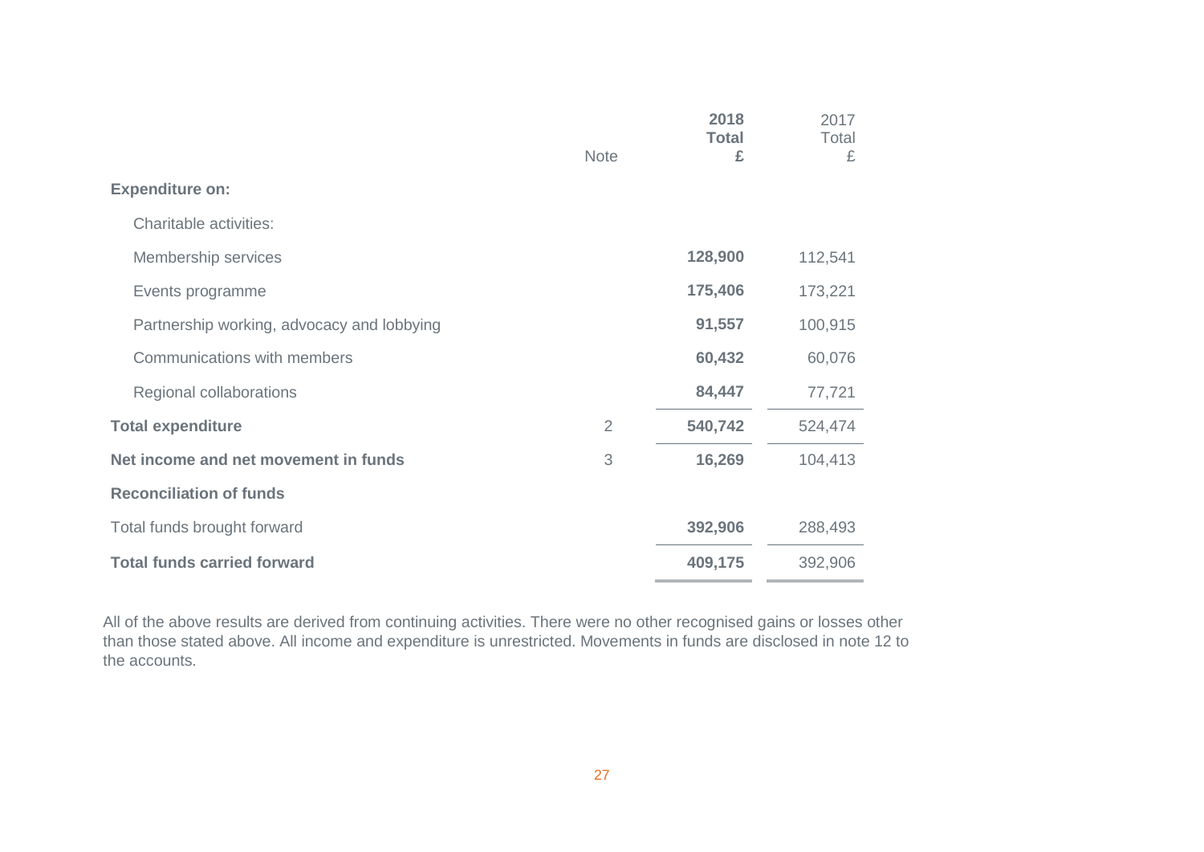| | Note | **2018 Total £** | 2017 Total £ |
|---|---|---|---|
| **Expenditure on:** | | | |
| Charitable activities: | | | |
| Membership services | | **128,900** | 112,541 |
| Events programme | | **175,406** | 173,221 |
| Partnership working, advocacy and lobbying | | **91,557** | 100,915 |
| Communications with members | | **60,432** | 60,076 |
| Regional collaborations | | **84,447** | 77,721 |
| **Total expenditure** | 2 | **540,742** | 524,474 |
| **Net income and net movement in funds** | 3 | **16,269** | 104,413 |
| **Reconciliation of funds** | | | |
| Total funds brought forward | | **392,906** | 288,493 |
| **Total funds carried forward** | | **409,175** | 392,906 |

All of the above results are derived from continuing activities. There were no other recognised gains or losses other than those stated above. All income and expenditure is unrestricted. Movements in funds are disclosed in note 12 to the accounts.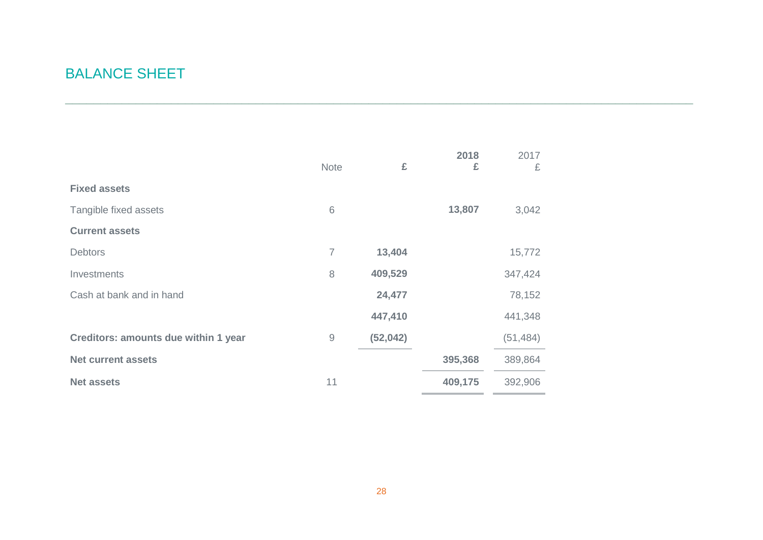# BALANCE SHEET

| | Note | £ | 2018<br>£ | 2017<br>£ |
|---|---|---|---|---|
| **Fixed assets** | | | | |
| Tangible fixed assets | 6 | | **13,807** | 3,042 |
| **Current assets** | | | | |
| Debtors | 7 | **13,404** | | 15,772 |
| Investments | 8 | **409,529** | | 347,424 |
| Cash at bank and in hand | | **24,477** | | 78,152 |
| | | **447,410** | | 441,348 |
| **Creditors: amounts due within 1 year** | 9 | **(52,042)** | | (51,484) |
| **Net current assets** | | | **395,368** | 389,864 |
| **Net assets** | 11 | | **409,175** | 392,906 |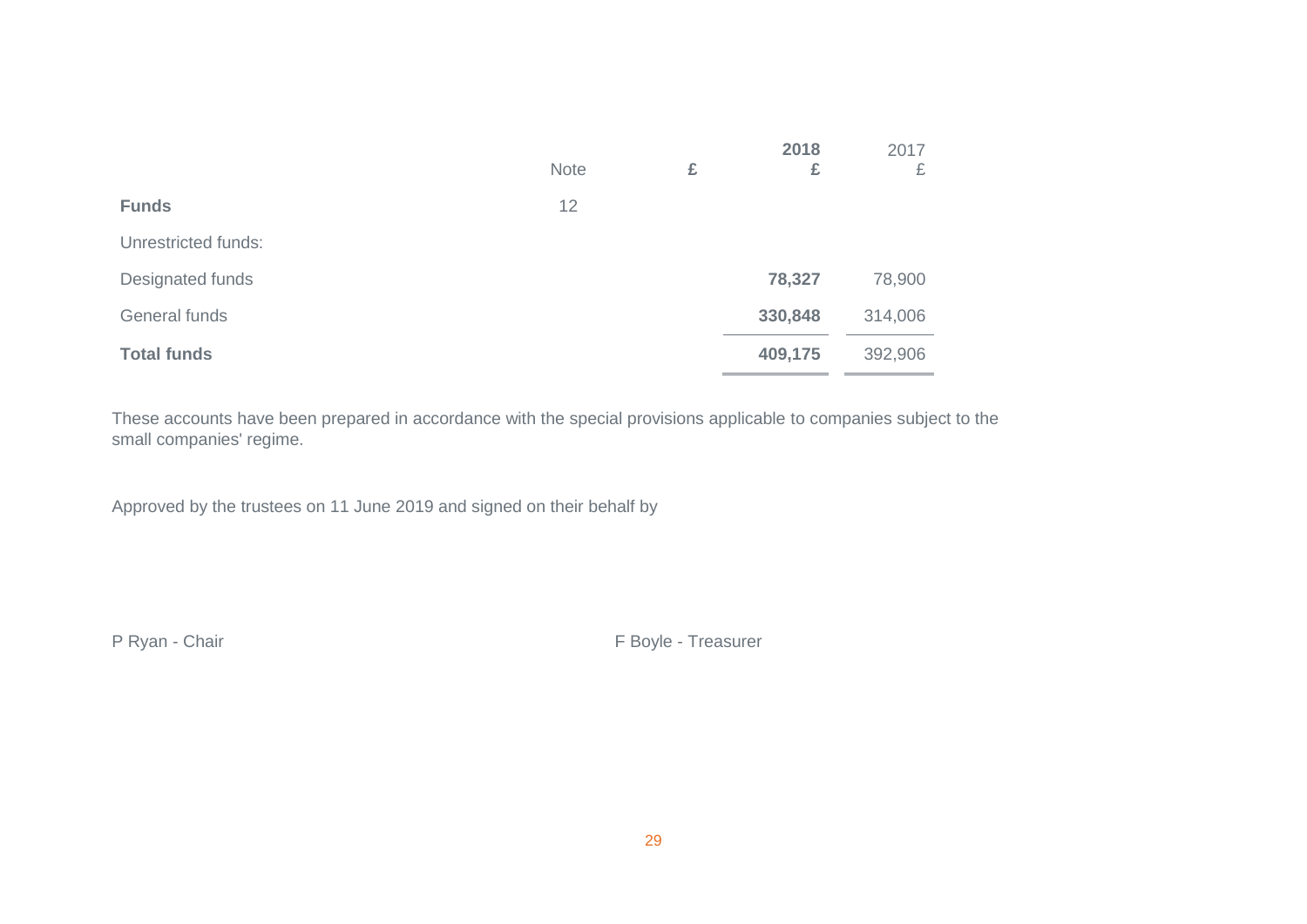| | Note | £ | 2018<br>£ | 2017<br>£ |
|---|---|---|---|---|
| **Funds** | 12 | | | |
| Unrestricted funds: | | | | |
| Designated funds | | | **78,327** | 78,900 |
| General funds | | | **330,848** | 314,006 |
| **Total funds** | | | **409,175** | 392,906 |

These accounts have been prepared in accordance with the special provisions applicable to companies subject to the small companies' regime.

Approved by the trustees on 11 June 2019 and signed on their behalf by

P Ryan - Chair

F Boyle - Treasurer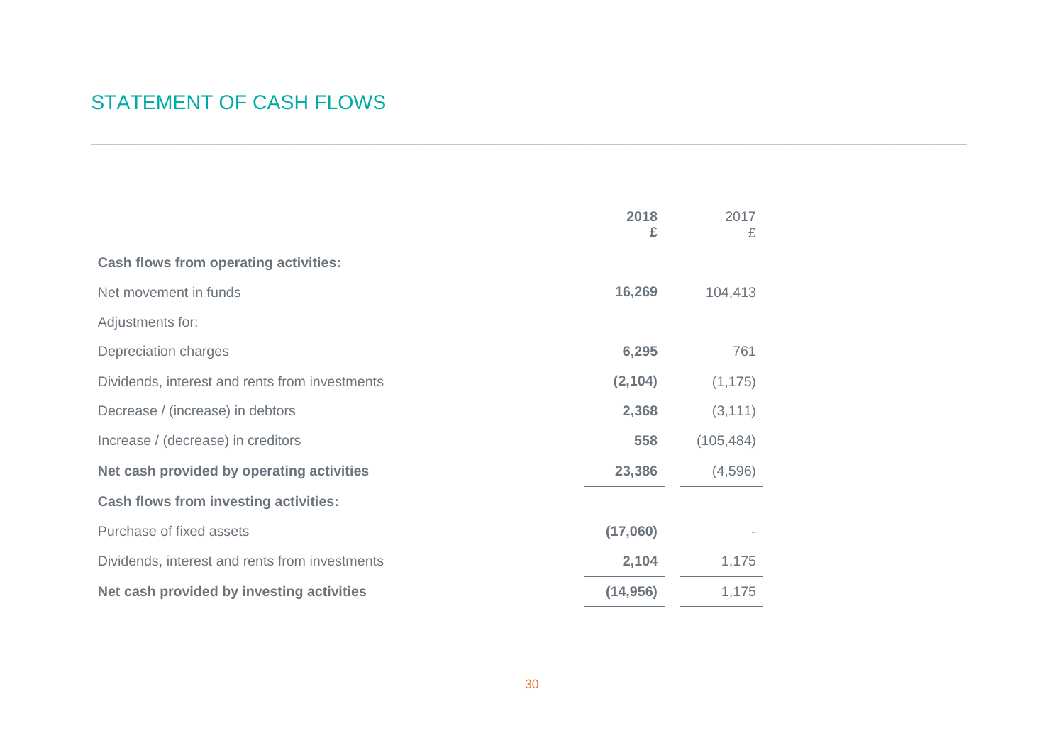## STATEMENT OF CASH FLOWS

| | 2018<br>£ | 2017<br>£ |
|---|---|---|
| **Cash flows from operating activities:** | | |
| Net movement in funds | **16,269** | 104,413 |
| Adjustments for: | | |
| Depreciation charges | **6,295** | 761 |
| Dividends, interest and rents from investments | **(2,104)** | (1,175) |
| Decrease / (increase) in debtors | **2,368** | (3,111) |
| Increase / (decrease) in creditors | **558** | (105,484) |
| **Net cash provided by operating activities** | **23,386** | (4,596) |
| **Cash flows from investing activities:** | | |
| Purchase of fixed assets | **(17,060)** | - |
| Dividends, interest and rents from investments | **2,104** | 1,175 |
| **Net cash provided by investing activities** | **(14,956)** | 1,175 |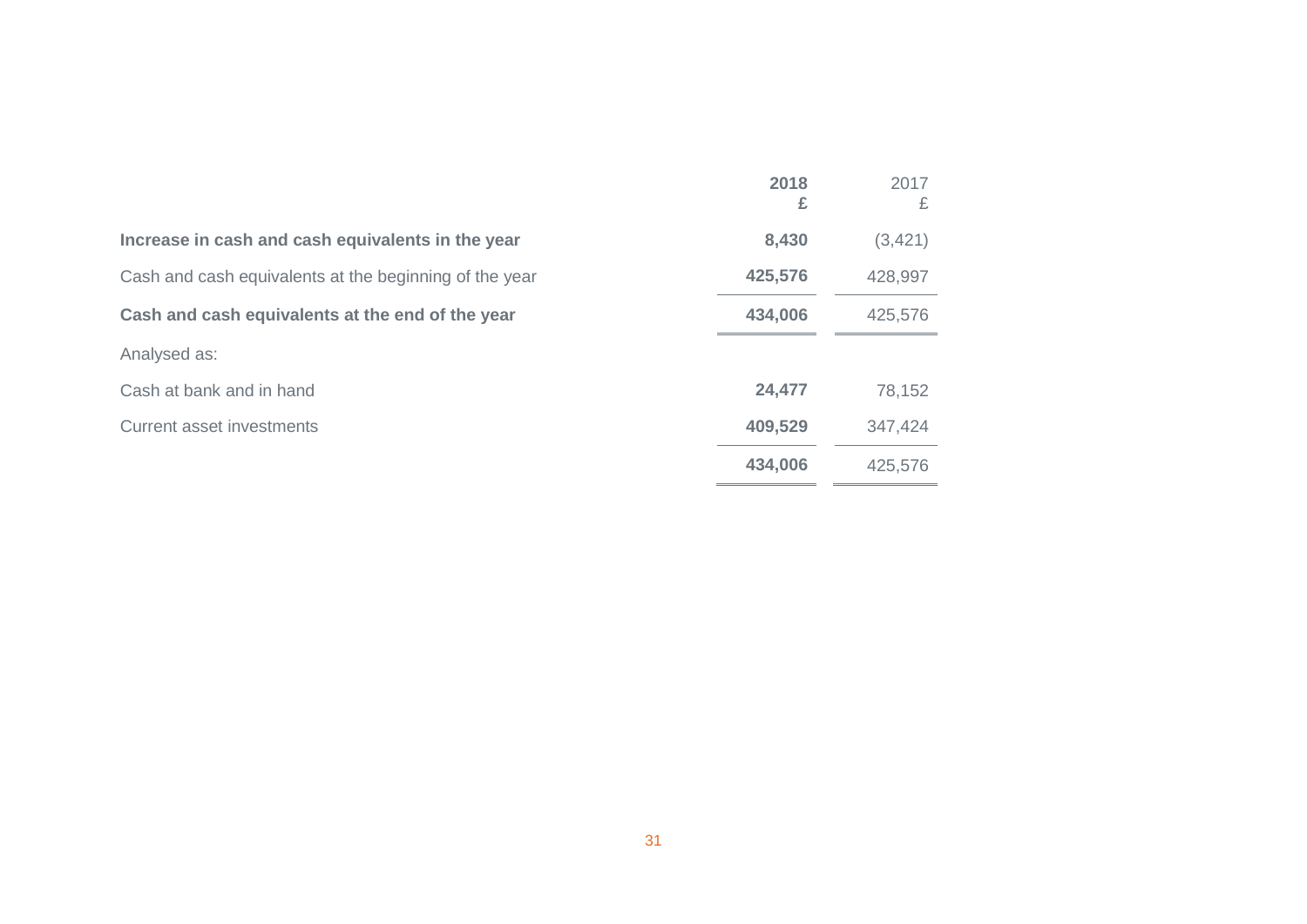| | 2018<br>£ | 2017<br>£ |
|---|---|---|
| **Increase in cash and cash equivalents in the year** | **8,430** | (3,421) |
| Cash and cash equivalents at the beginning of the year | **425,576** | 428,997 |
| **Cash and cash equivalents at the end of the year** | **434,006** | 425,576 |
| Analysed as: | | |
| Cash at bank and in hand | **24,477** | 78,152 |
| Current asset investments | **409,529** | 347,424 |
| | **434,006** | 425,576 |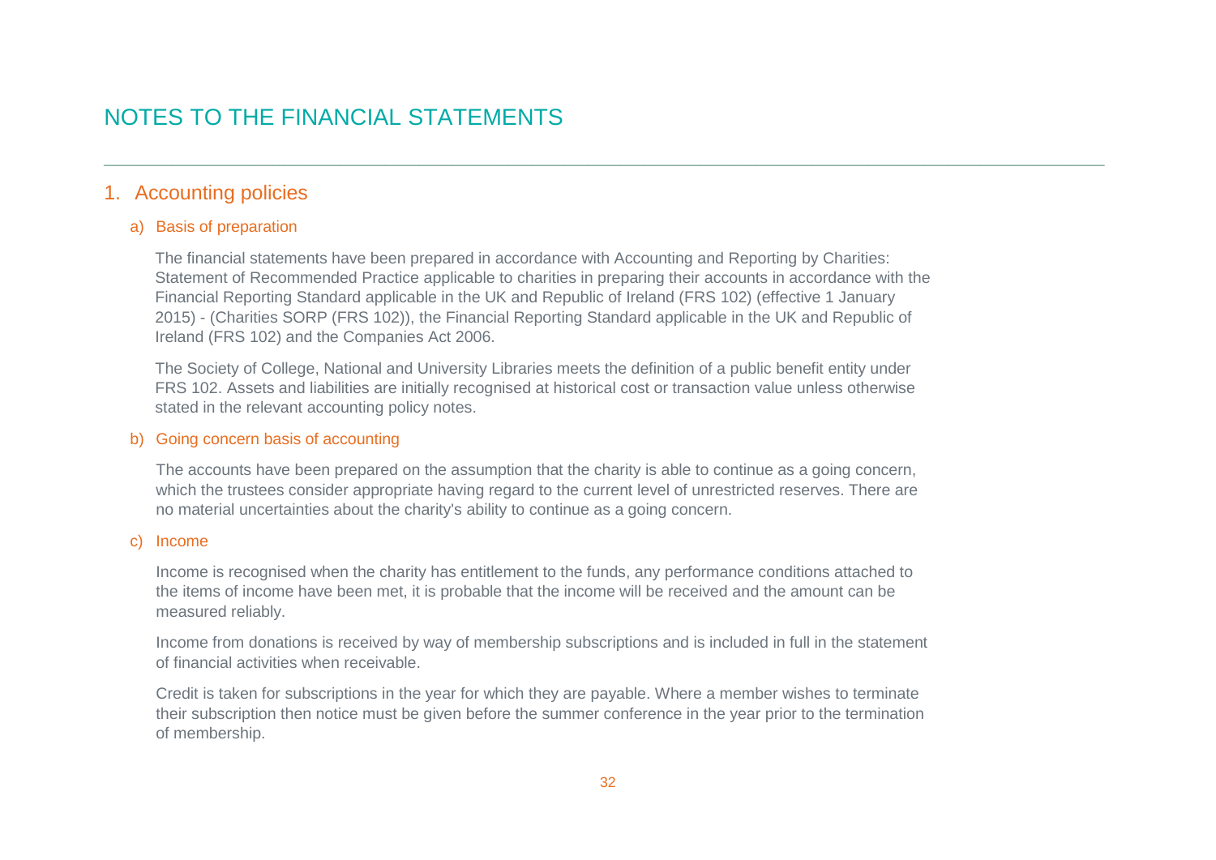# NOTES TO THE FINANCIAL STATEMENTS

## 1. Accounting policies

### a) Basis of preparation

The financial statements have been prepared in accordance with Accounting and Reporting by Charities: Statement of Recommended Practice applicable to charities in preparing their accounts in accordance with the Financial Reporting Standard applicable in the UK and Republic of Ireland (FRS 102) (effective 1 January 2015) - (Charities SORP (FRS 102)), the Financial Reporting Standard applicable in the UK and Republic of Ireland (FRS 102) and the Companies Act 2006.

The Society of College, National and University Libraries meets the definition of a public benefit entity under FRS 102. Assets and liabilities are initially recognised at historical cost or transaction value unless otherwise stated in the relevant accounting policy notes.

### b) Going concern basis of accounting

The accounts have been prepared on the assumption that the charity is able to continue as a going concern, which the trustees consider appropriate having regard to the current level of unrestricted reserves. There are no material uncertainties about the charity's ability to continue as a going concern.

### c) Income

Income is recognised when the charity has entitlement to the funds, any performance conditions attached to the items of income have been met, it is probable that the income will be received and the amount can be measured reliably.

Income from donations is received by way of membership subscriptions and is included in full in the statement of financial activities when receivable.

Credit is taken for subscriptions in the year for which they are payable. Where a member wishes to terminate their subscription then notice must be given before the summer conference in the year prior to the termination of membership.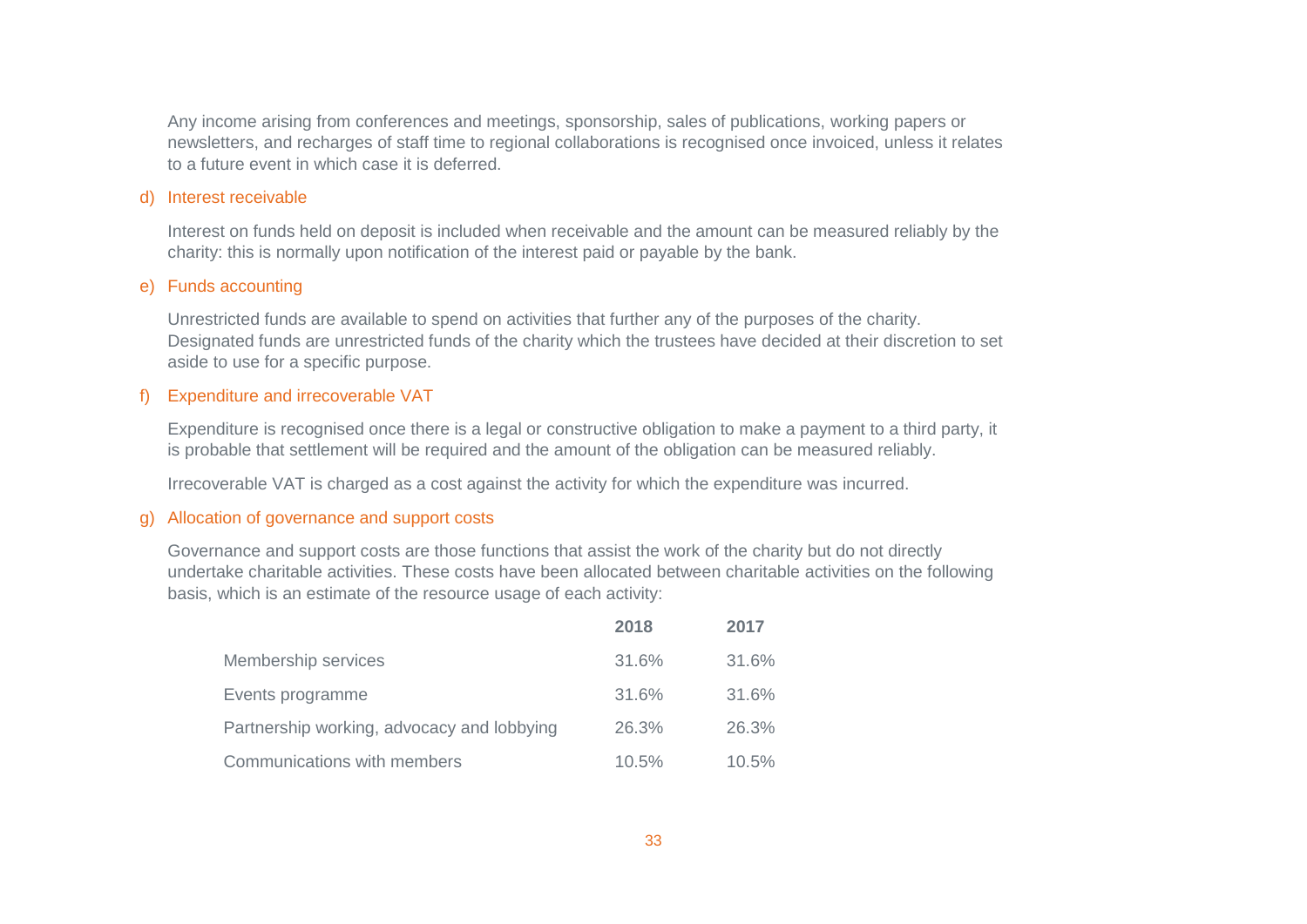Any income arising from conferences and meetings, sponsorship, sales of publications, working papers or newsletters, and recharges of staff time to regional collaborations is recognised once invoiced, unless it relates to a future event in which case it is deferred.

### d) Interest receivable

Interest on funds held on deposit is included when receivable and the amount can be measured reliably by the charity: this is normally upon notification of the interest paid or payable by the bank.

### e) Funds accounting

Unrestricted funds are available to spend on activities that further any of the purposes of the charity. Designated funds are unrestricted funds of the charity which the trustees have decided at their discretion to set aside to use for a specific purpose.

### f) Expenditure and irrecoverable VAT

Expenditure is recognised once there is a legal or constructive obligation to make a payment to a third party, it is probable that settlement will be required and the amount of the obligation can be measured reliably.

Irrecoverable VAT is charged as a cost against the activity for which the expenditure was incurred.

### g) Allocation of governance and support costs

Governance and support costs are those functions that assist the work of the charity but do not directly undertake charitable activities. These costs have been allocated between charitable activities on the following basis, which is an estimate of the resource usage of each activity:

| | **2018** | **2017** |
|---|---|---|
| Membership services | 31.6% | 31.6% |
| Events programme | 31.6% | 31.6% |
| Partnership working, advocacy and lobbying | 26.3% | 26.3% |
| Communications with members | 10.5% | 10.5% |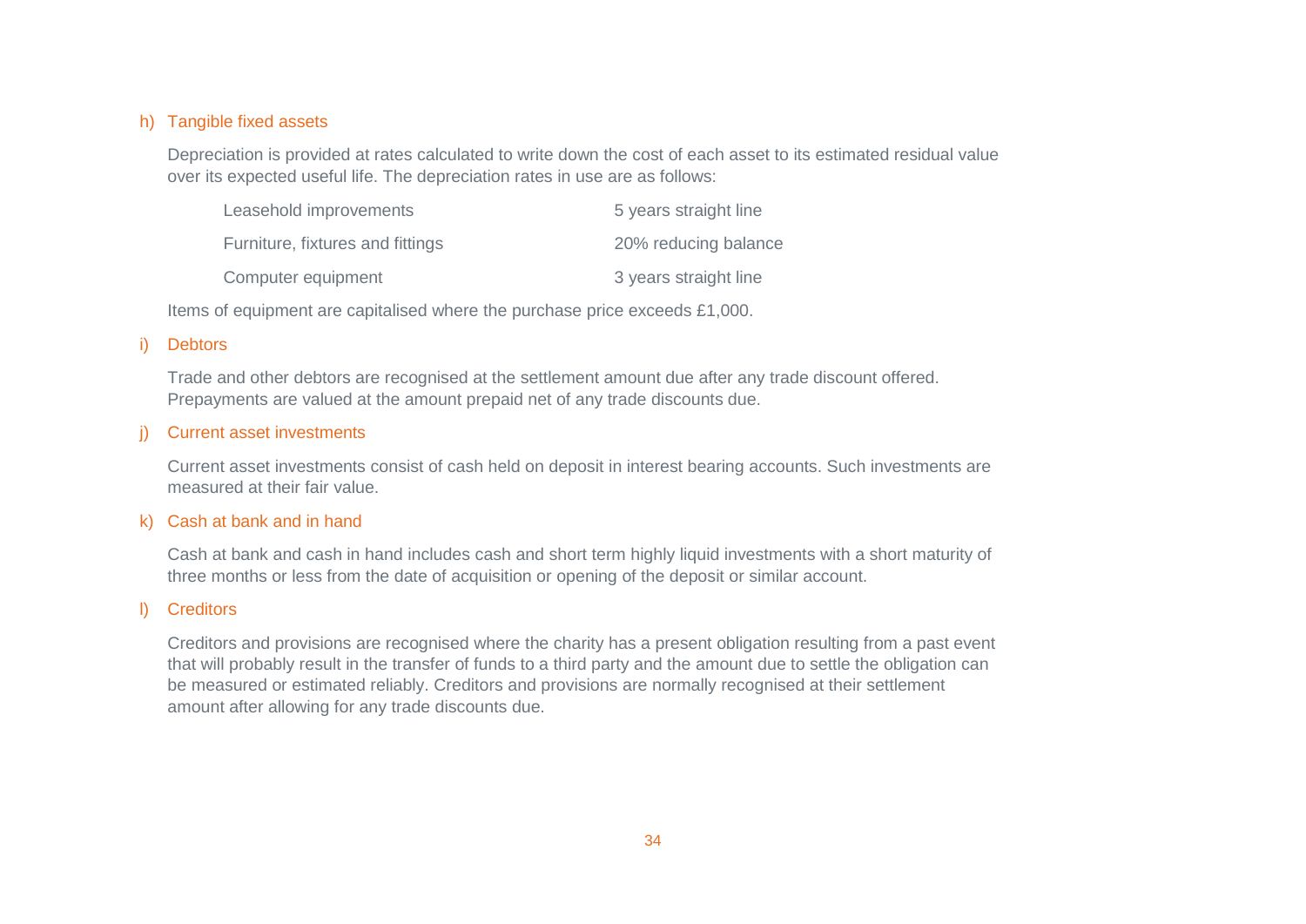### h) Tangible fixed assets

Depreciation is provided at rates calculated to write down the cost of each asset to its estimated residual value over its expected useful life. The depreciation rates in use are as follows:

| | |
|---|---|
| Leasehold improvements | 5 years straight line |
| Furniture, fixtures and fittings | 20% reducing balance |
| Computer equipment | 3 years straight line |

Items of equipment are capitalised where the purchase price exceeds £1,000.

### i) Debtors

Trade and other debtors are recognised at the settlement amount due after any trade discount offered. Prepayments are valued at the amount prepaid net of any trade discounts due.

### j) Current asset investments

Current asset investments consist of cash held on deposit in interest bearing accounts. Such investments are measured at their fair value.

### k) Cash at bank and in hand

Cash at bank and cash in hand includes cash and short term highly liquid investments with a short maturity of three months or less from the date of acquisition or opening of the deposit or similar account.

### l) Creditors

Creditors and provisions are recognised where the charity has a present obligation resulting from a past event that will probably result in the transfer of funds to a third party and the amount due to settle the obligation can be measured or estimated reliably. Creditors and provisions are normally recognised at their settlement amount after allowing for any trade discounts due.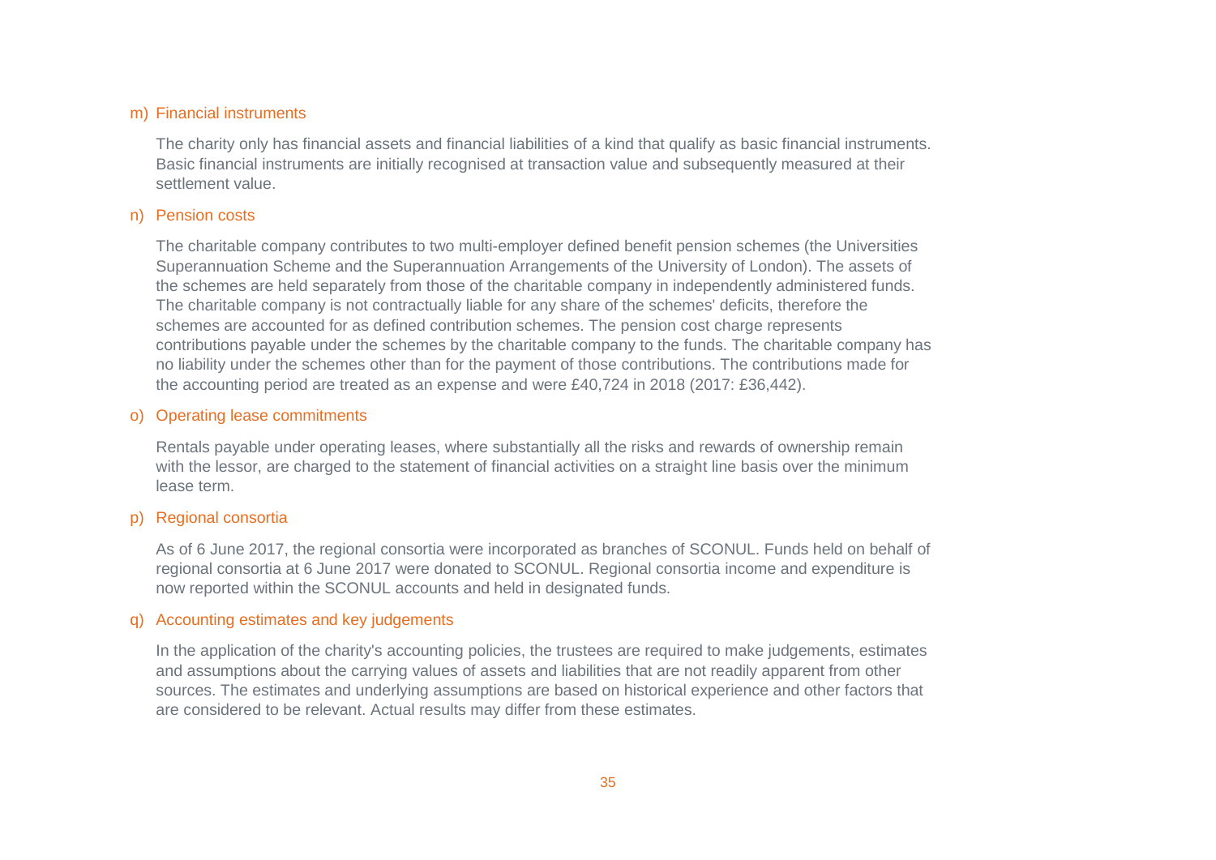### m) Financial instruments

The charity only has financial assets and financial liabilities of a kind that qualify as basic financial instruments. Basic financial instruments are initially recognised at transaction value and subsequently measured at their settlement value.

### n) Pension costs

The charitable company contributes to two multi-employer defined benefit pension schemes (the Universities Superannuation Scheme and the Superannuation Arrangements of the University of London). The assets of the schemes are held separately from those of the charitable company in independently administered funds. The charitable company is not contractually liable for any share of the schemes' deficits, therefore the schemes are accounted for as defined contribution schemes. The pension cost charge represents contributions payable under the schemes by the charitable company to the funds. The charitable company has no liability under the schemes other than for the payment of those contributions. The contributions made for the accounting period are treated as an expense and were £40,724 in 2018 (2017: £36,442).

### o) Operating lease commitments

Rentals payable under operating leases, where substantially all the risks and rewards of ownership remain with the lessor, are charged to the statement of financial activities on a straight line basis over the minimum lease term.

### p) Regional consortia

As of 6 June 2017, the regional consortia were incorporated as branches of SCONUL. Funds held on behalf of regional consortia at 6 June 2017 were donated to SCONUL. Regional consortia income and expenditure is now reported within the SCONUL accounts and held in designated funds.

### q) Accounting estimates and key judgements

In the application of the charity's accounting policies, the trustees are required to make judgements, estimates and assumptions about the carrying values of assets and liabilities that are not readily apparent from other sources. The estimates and underlying assumptions are based on historical experience and other factors that are considered to be relevant. Actual results may differ from these estimates.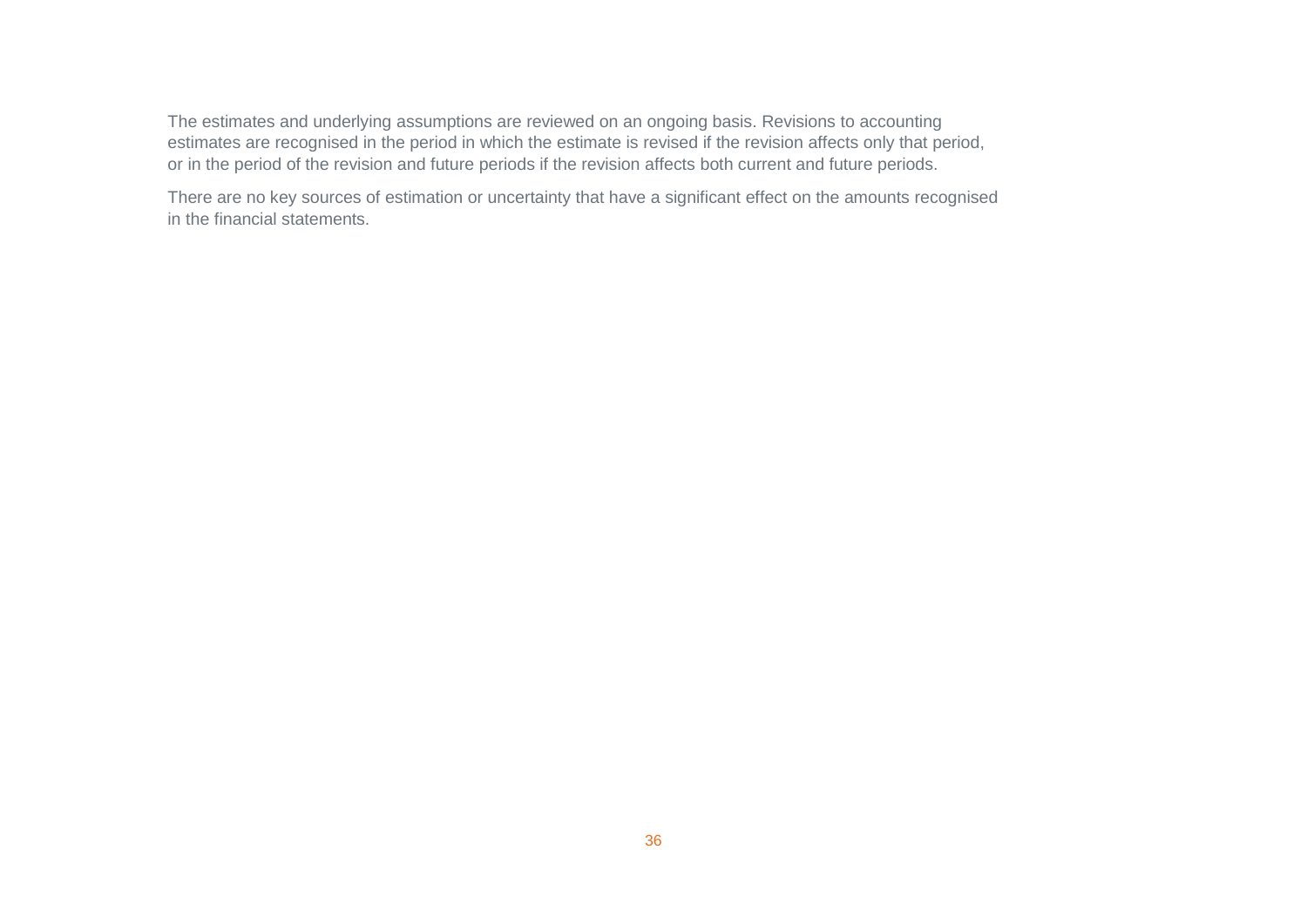The estimates and underlying assumptions are reviewed on an ongoing basis. Revisions to accounting estimates are recognised in the period in which the estimate is revised if the revision affects only that period, or in the period of the revision and future periods if the revision affects both current and future periods.

There are no key sources of estimation or uncertainty that have a significant effect on the amounts recognised in the financial statements.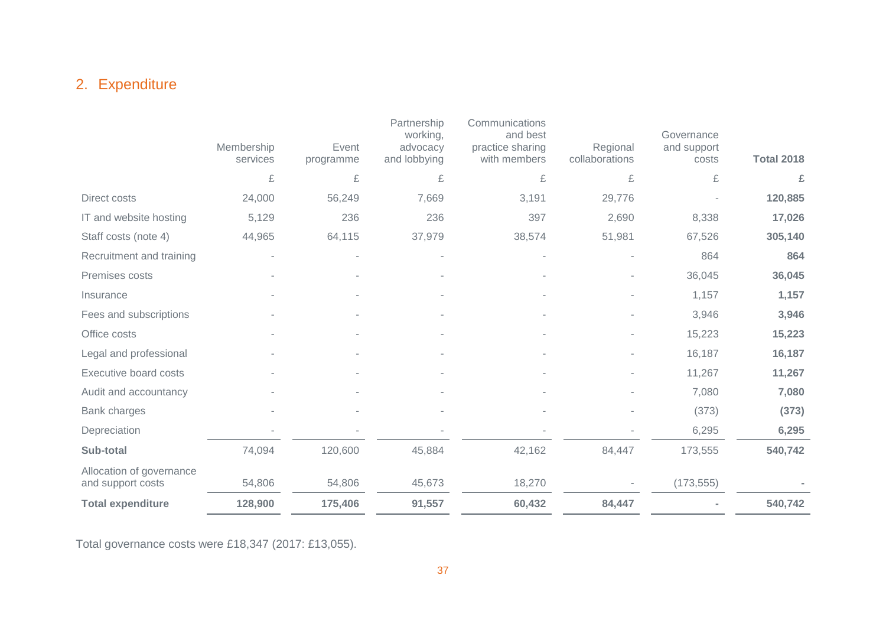## 2. Expenditure

| | Membership services | Event programme | Partnership working, advocacy and lobbying | Communications and best practice sharing with members | Regional collaborations | Governance and support costs | **Total 2018** |
|---|---|---|---|---|---|---|---|
| | £ | £ | £ | £ | £ | £ | **£** |
| Direct costs | 24,000 | 56,249 | 7,669 | 3,191 | 29,776 | - | **120,885** |
| IT and website hosting | 5,129 | 236 | 236 | 397 | 2,690 | 8,338 | **17,026** |
| Staff costs (note 4) | 44,965 | 64,115 | 37,979 | 38,574 | 51,981 | 67,526 | **305,140** |
| Recruitment and training | - | - | - | - | - | 864 | **864** |
| Premises costs | - | - | - | - | - | 36,045 | **36,045** |
| Insurance | - | - | - | - | - | 1,157 | **1,157** |
| Fees and subscriptions | - | - | - | - | - | 3,946 | **3,946** |
| Office costs | - | - | - | - | - | 15,223 | **15,223** |
| Legal and professional | - | - | - | - | - | 16,187 | **16,187** |
| Executive board costs | - | - | - | - | - | 11,267 | **11,267** |
| Audit and accountancy | - | - | - | - | - | 7,080 | **7,080** |
| Bank charges | - | - | - | - | - | (373) | **(373)** |
| Depreciation | - | - | - | - | - | 6,295 | **6,295** |
| **Sub-total** | 74,094 | 120,600 | 45,884 | 42,162 | 84,447 | 173,555 | **540,742** |
| Allocation of governance and support costs | 54,806 | 54,806 | 45,673 | 18,270 | - | (173,555) | **-** |
| **Total expenditure** | **128,900** | **175,406** | **91,557** | **60,432** | **84,447** | **-** | **540,742** |

Total governance costs were £18,347 (2017: £13,055).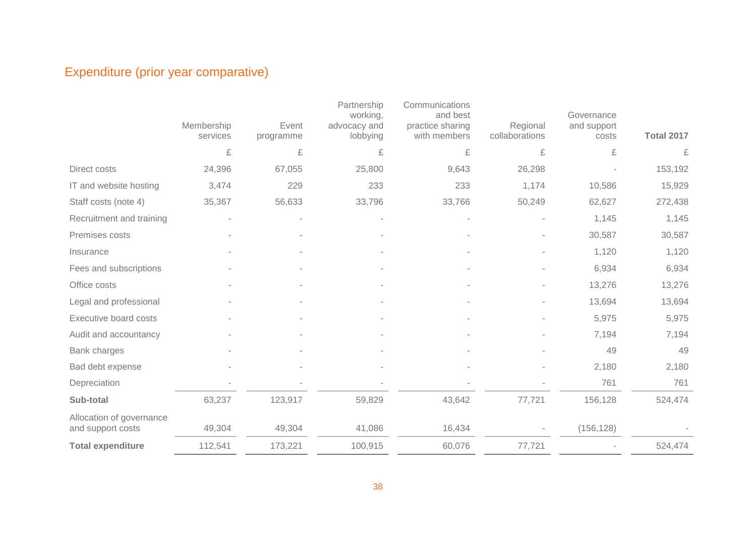## Expenditure (prior year comparative)

| | Membership services | Event programme | Partnership working, advocacy and lobbying | Communications and best practice sharing with members | Regional collaborations | Governance and support costs | Total 2017 |
|---|---|---|---|---|---|---|---|
| | £ | £ | £ | £ | £ | £ | £ |
| Direct costs | 24,396 | 67,055 | 25,800 | 9,643 | 26,298 | - | 153,192 |
| IT and website hosting | 3,474 | 229 | 233 | 233 | 1,174 | 10,586 | 15,929 |
| Staff costs (note 4) | 35,367 | 56,633 | 33,796 | 33,766 | 50,249 | 62,627 | 272,438 |
| Recruitment and training | - | - | - | - | - | 1,145 | 1,145 |
| Premises costs | - | - | - | - | - | 30,587 | 30,587 |
| Insurance | - | - | - | - | - | 1,120 | 1,120 |
| Fees and subscriptions | - | - | - | - | - | 6,934 | 6,934 |
| Office costs | - | - | - | - | - | 13,276 | 13,276 |
| Legal and professional | - | - | - | - | - | 13,694 | 13,694 |
| Executive board costs | - | - | - | - | - | 5,975 | 5,975 |
| Audit and accountancy | - | - | - | - | - | 7,194 | 7,194 |
| Bank charges | - | - | - | - | - | 49 | 49 |
| Bad debt expense | - | - | - | - | - | 2,180 | 2,180 |
| Depreciation | - | - | - | - | - | 761 | 761 |
| **Sub-total** | 63,237 | 123,917 | 59,829 | 43,642 | 77,721 | 156,128 | 524,474 |
| Allocation of governance and support costs | 49,304 | 49,304 | 41,086 | 16,434 | - | (156,128) | - |
| **Total expenditure** | 112,541 | 173,221 | 100,915 | 60,076 | 77,721 | - | 524,474 |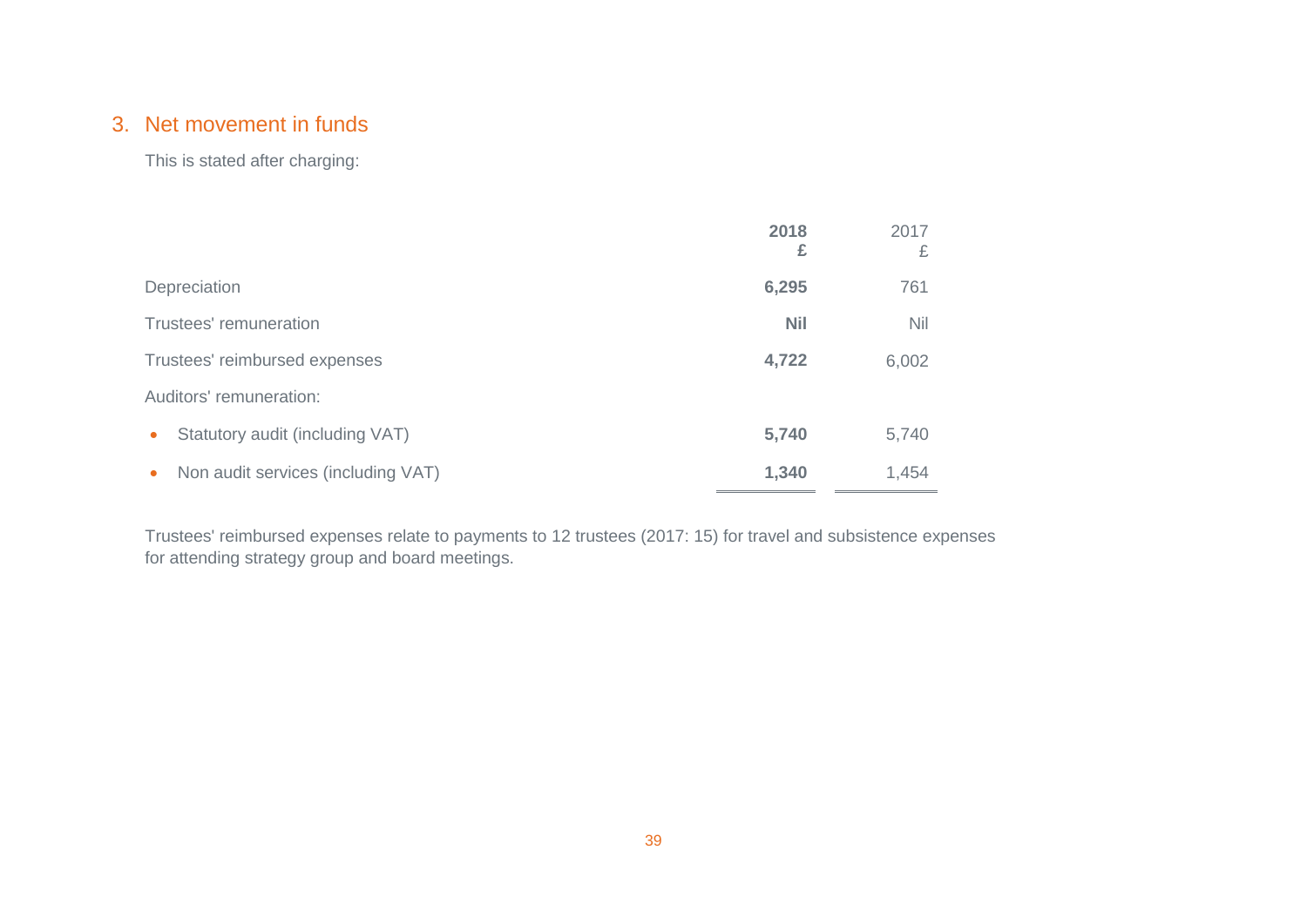## 3. Net movement in funds

This is stated after charging:

| | **2018** **£** | 2017 £ |
|---|---|---|
| Depreciation | **6,295** | 761 |
| Trustees' remuneration | **Nil** | Nil |
| Trustees' reimbursed expenses | **4,722** | 6,002 |
| Auditors' remuneration: | | |
| • Statutory audit (including VAT) | **5,740** | 5,740 |
| • Non audit services (including VAT) | **1,340** | 1,454 |

Trustees' reimbursed expenses relate to payments to 12 trustees (2017: 15) for travel and subsistence expenses for attending strategy group and board meetings.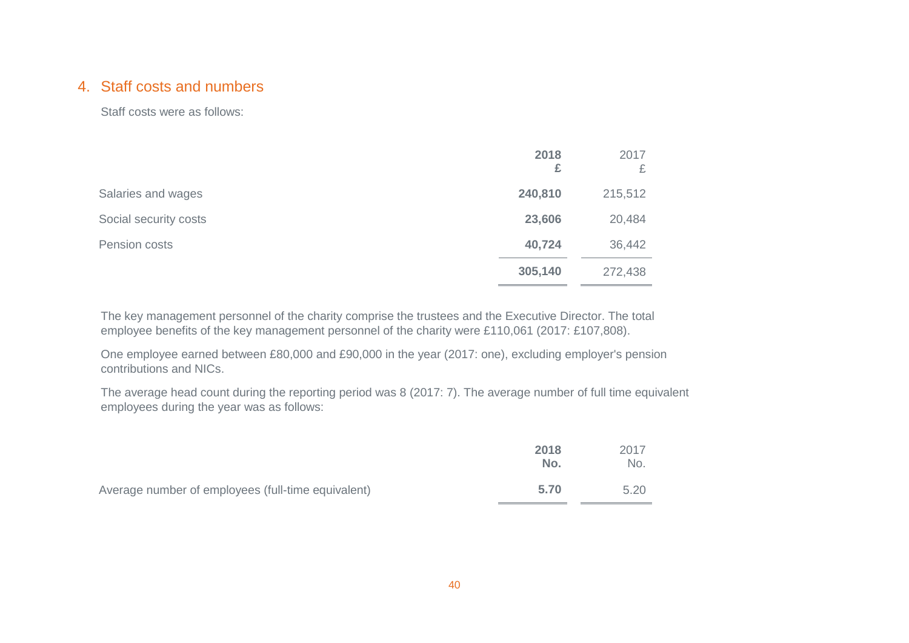## 4. Staff costs and numbers

Staff costs were as follows:

| | **2018** **£** | 2017 £ |
|---|---|---|
| Salaries and wages | **240,810** | 215,512 |
| Social security costs | **23,606** | 20,484 |
| Pension costs | **40,724** | 36,442 |
| | **305,140** | 272,438 |

The key management personnel of the charity comprise the trustees and the Executive Director. The total employee benefits of the key management personnel of the charity were £110,061 (2017: £107,808).

One employee earned between £80,000 and £90,000 in the year (2017: one), excluding employer's pension contributions and NICs.

The average head count during the reporting period was 8 (2017: 7). The average number of full time equivalent employees during the year was as follows:

| | **2018** **No.** | 2017 No. |
|---|---|---|
| Average number of employees (full-time equivalent) | **5.70** | 5.20 |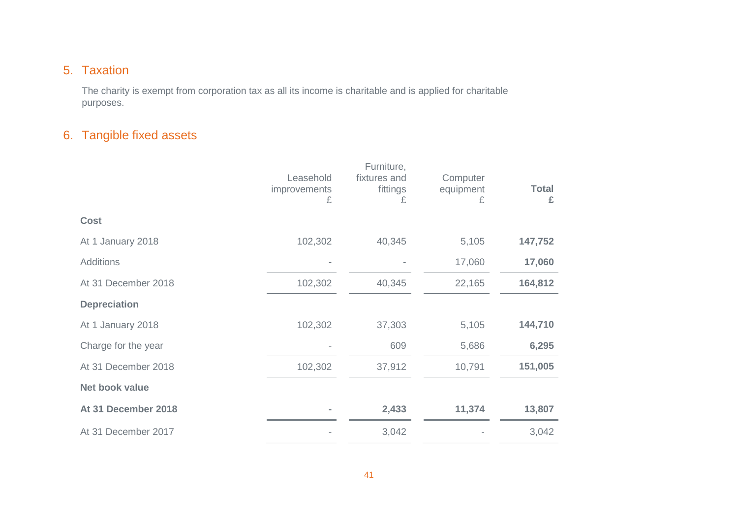## 5. Taxation

The charity is exempt from corporation tax as all its income is charitable and is applied for charitable purposes.

## 6. Tangible fixed assets

| | Leasehold improvements £ | Furniture, fixtures and fittings £ | Computer equipment £ | **Total £** |
|---|---|---|---|---|
| **Cost** | | | | |
| At 1 January 2018 | 102,302 | 40,345 | 5,105 | **147,752** |
| Additions | - | - | 17,060 | **17,060** |
| At 31 December 2018 | 102,302 | 40,345 | 22,165 | **164,812** |
| **Depreciation** | | | | |
| At 1 January 2018 | 102,302 | 37,303 | 5,105 | **144,710** |
| Charge for the year | - | 609 | 5,686 | **6,295** |
| At 31 December 2018 | 102,302 | 37,912 | 10,791 | **151,005** |
| **Net book value** | | | | |
| **At 31 December 2018** | **-** | **2,433** | **11,374** | **13,807** |
| At 31 December 2017 | - | 3,042 | - | 3,042 |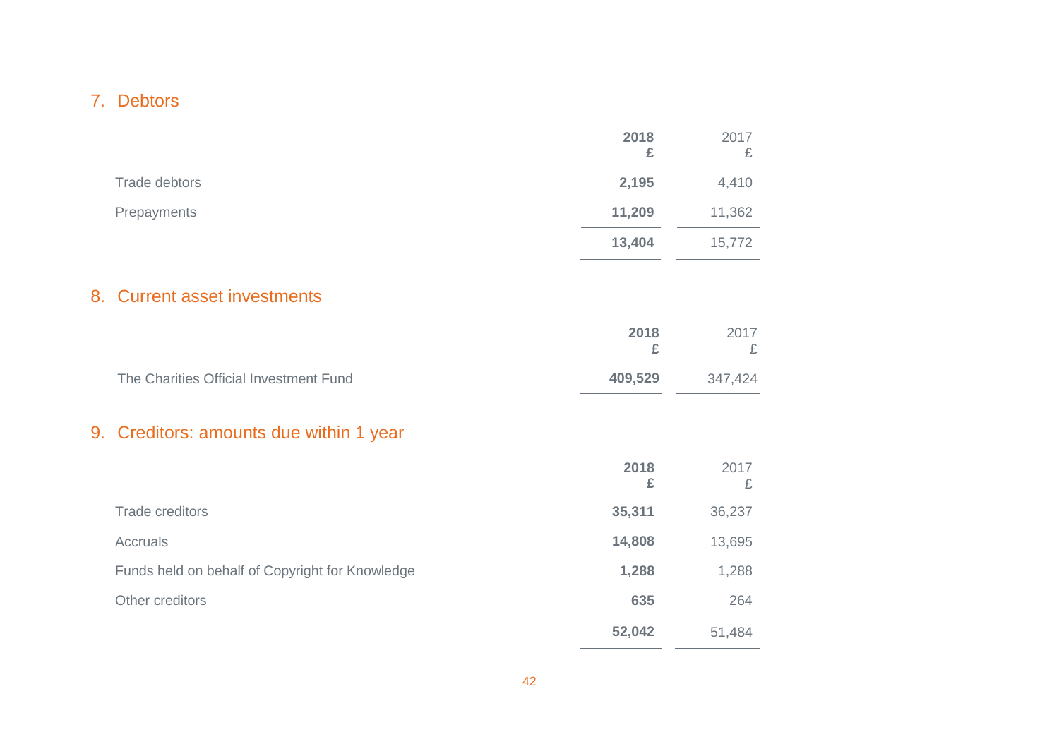## 7. Debtors

| | **2018** **£** | 2017 £ |
|---|---|---|
| Trade debtors | **2,195** | 4,410 |
| Prepayments | **11,209** | 11,362 |
| | **13,404** | 15,772 |

## 8. Current asset investments

| | **2018** **£** | 2017 £ |
|---|---|---|
| The Charities Official Investment Fund | **409,529** | 347,424 |

## 9. Creditors: amounts due within 1 year

| | **2018** **£** | 2017 £ |
|---|---|---|
| Trade creditors | **35,311** | 36,237 |
| Accruals | **14,808** | 13,695 |
| Funds held on behalf of Copyright for Knowledge | **1,288** | 1,288 |
| Other creditors | **635** | 264 |
| | **52,042** | 51,484 |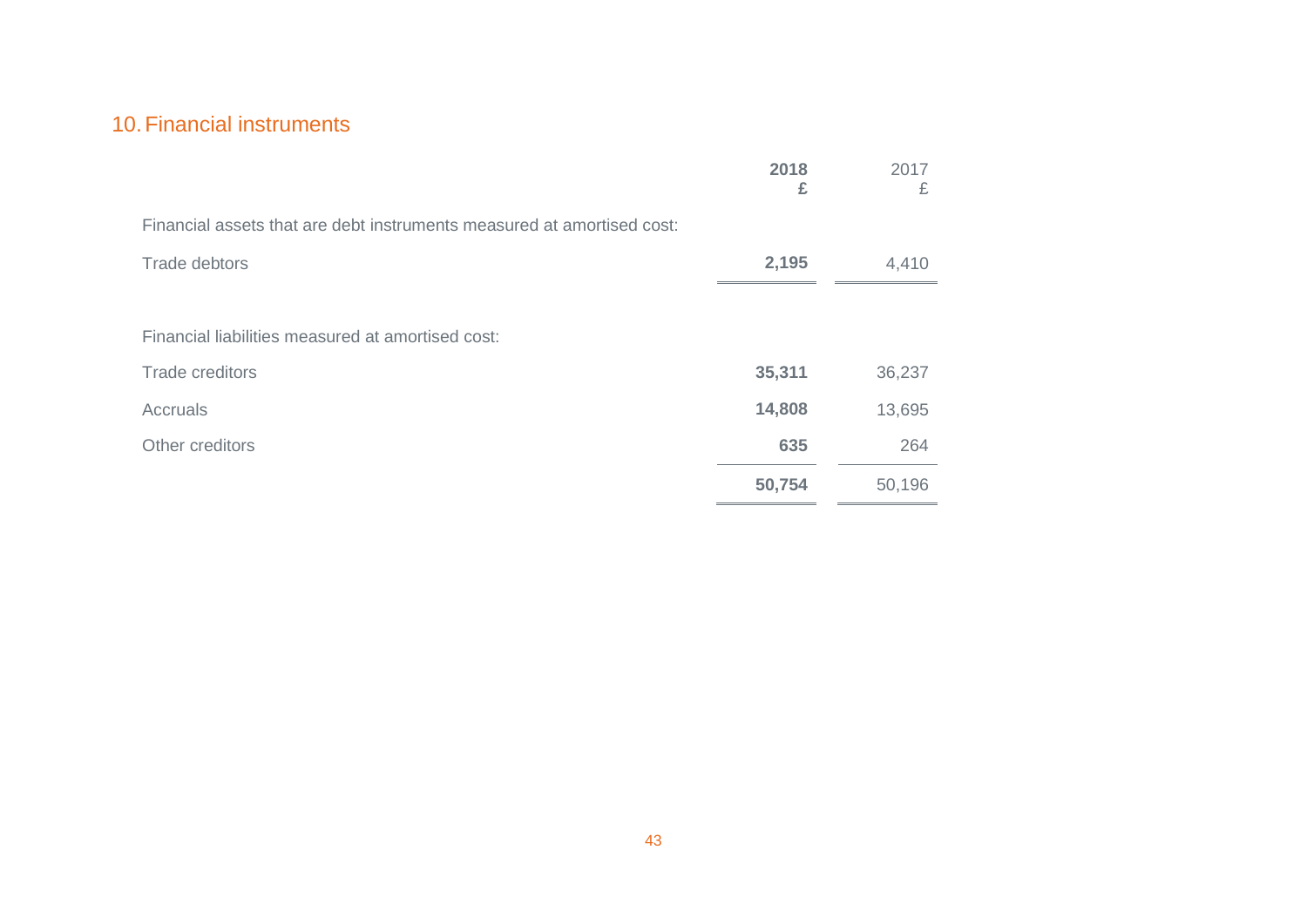## 10. Financial instruments

| | **2018** | 2017 |
|---|---|---|
| | **£** | £ |
| Financial assets that are debt instruments measured at amortised cost: | | |
| Trade debtors | **2,195** | 4,410 |
| | | |
| Financial liabilities measured at amortised cost: | | |
| Trade creditors | **35,311** | 36,237 |
| Accruals | **14,808** | 13,695 |
| Other creditors | **635** | 264 |
| | **50,754** | 50,196 |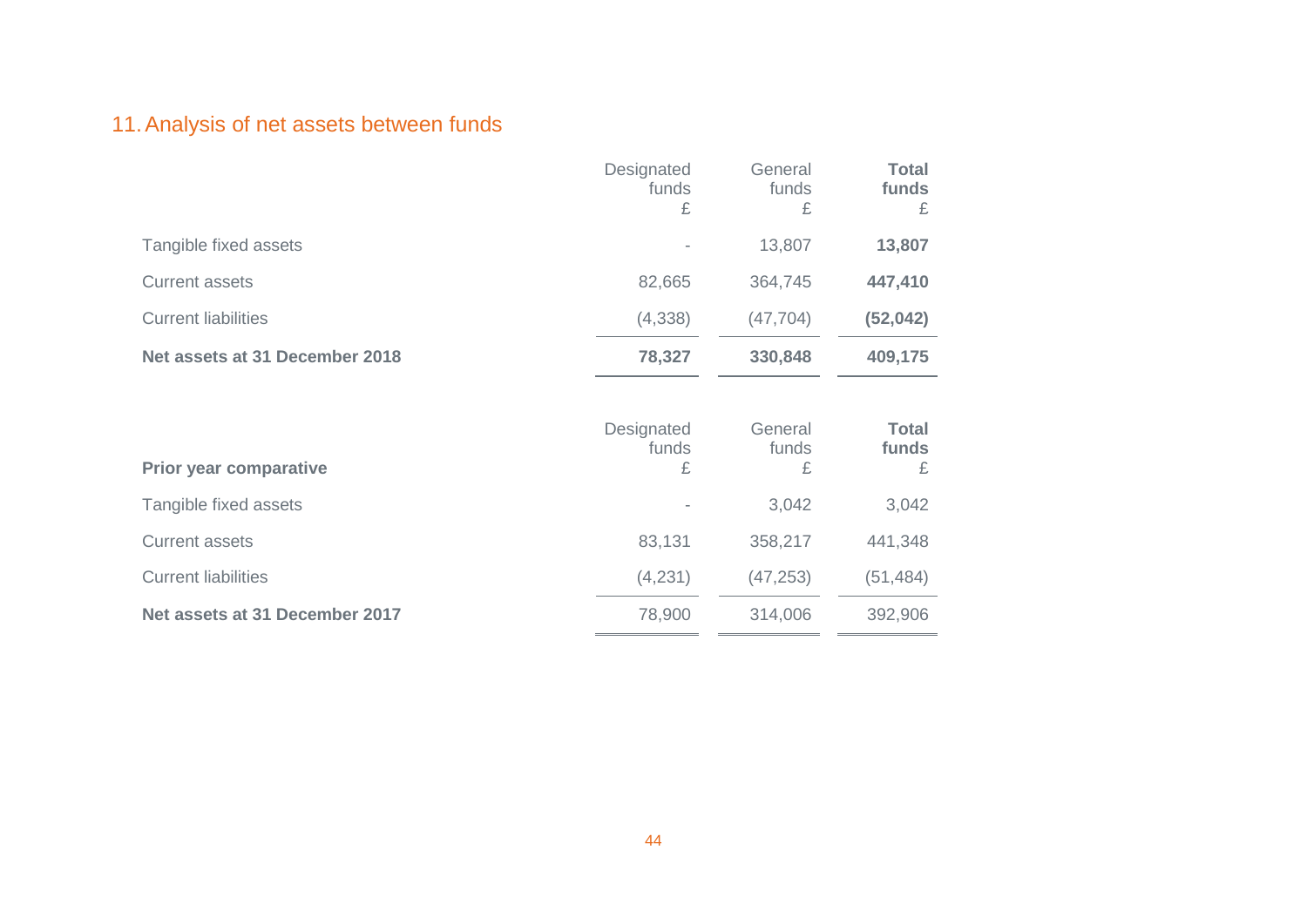## 11. Analysis of net assets between funds

| | Designated funds £ | General funds £ | **Total funds £** |
|---|---|---|---|
| Tangible fixed assets | - | 13,807 | **13,807** |
| Current assets | 82,665 | 364,745 | **447,410** |
| Current liabilities | (4,338) | (47,704) | **(52,042)** |
| **Net assets at 31 December 2018** | **78,327** | **330,848** | **409,175** |

| **Prior year comparative** | Designated funds £ | General funds £ | **Total funds £** |
|---|---|---|---|
| Tangible fixed assets | - | 3,042 | 3,042 |
| Current assets | 83,131 | 358,217 | 441,348 |
| Current liabilities | (4,231) | (47,253) | (51,484) |
| **Net assets at 31 December 2017** | 78,900 | 314,006 | 392,906 |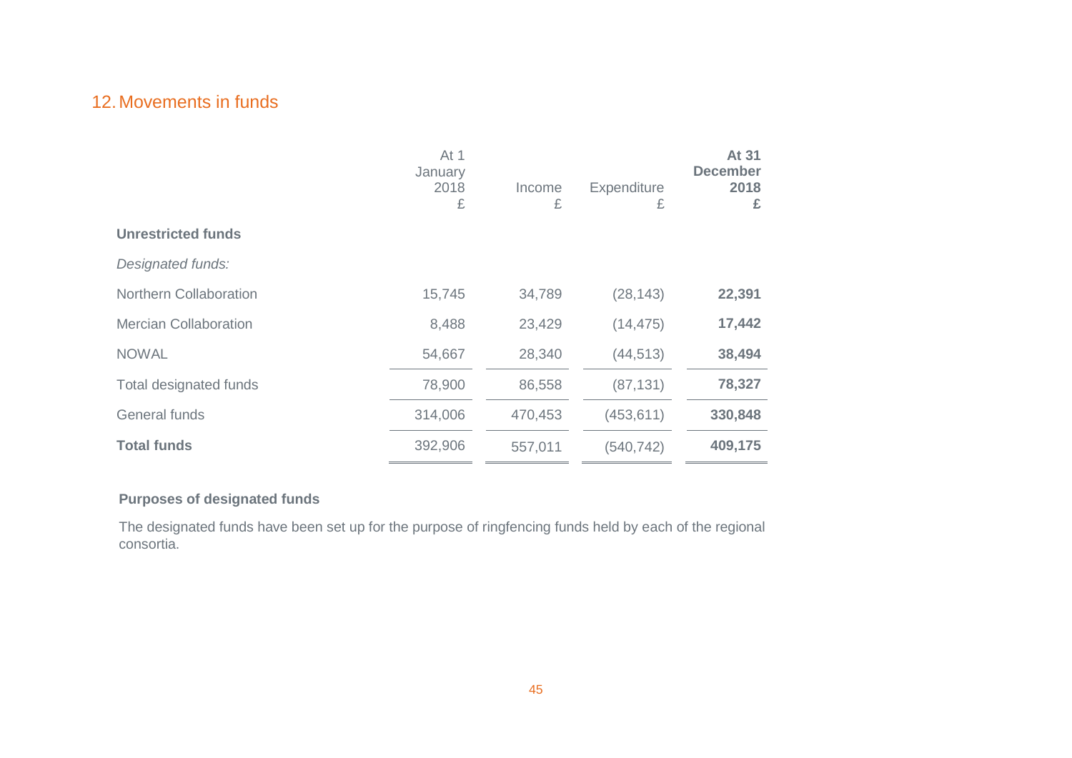## 12. Movements in funds

| | At 1 January 2018 £ | Income £ | Expenditure £ | **At 31 December 2018 £** |
|---|---|---|---|---|
| **Unrestricted funds** | | | | |
| *Designated funds:* | | | | |
| Northern Collaboration | 15,745 | 34,789 | (28,143) | **22,391** |
| Mercian Collaboration | 8,488 | 23,429 | (14,475) | **17,442** |
| NOWAL | 54,667 | 28,340 | (44,513) | **38,494** |
| Total designated funds | 78,900 | 86,558 | (87,131) | **78,327** |
| General funds | 314,006 | 470,453 | (453,611) | **330,848** |
| **Total funds** | 392,906 | 557,011 | (540,742) | **409,175** |

**Purposes of designated funds**

The designated funds have been set up for the purpose of ringfencing funds held by each of the regional consortia.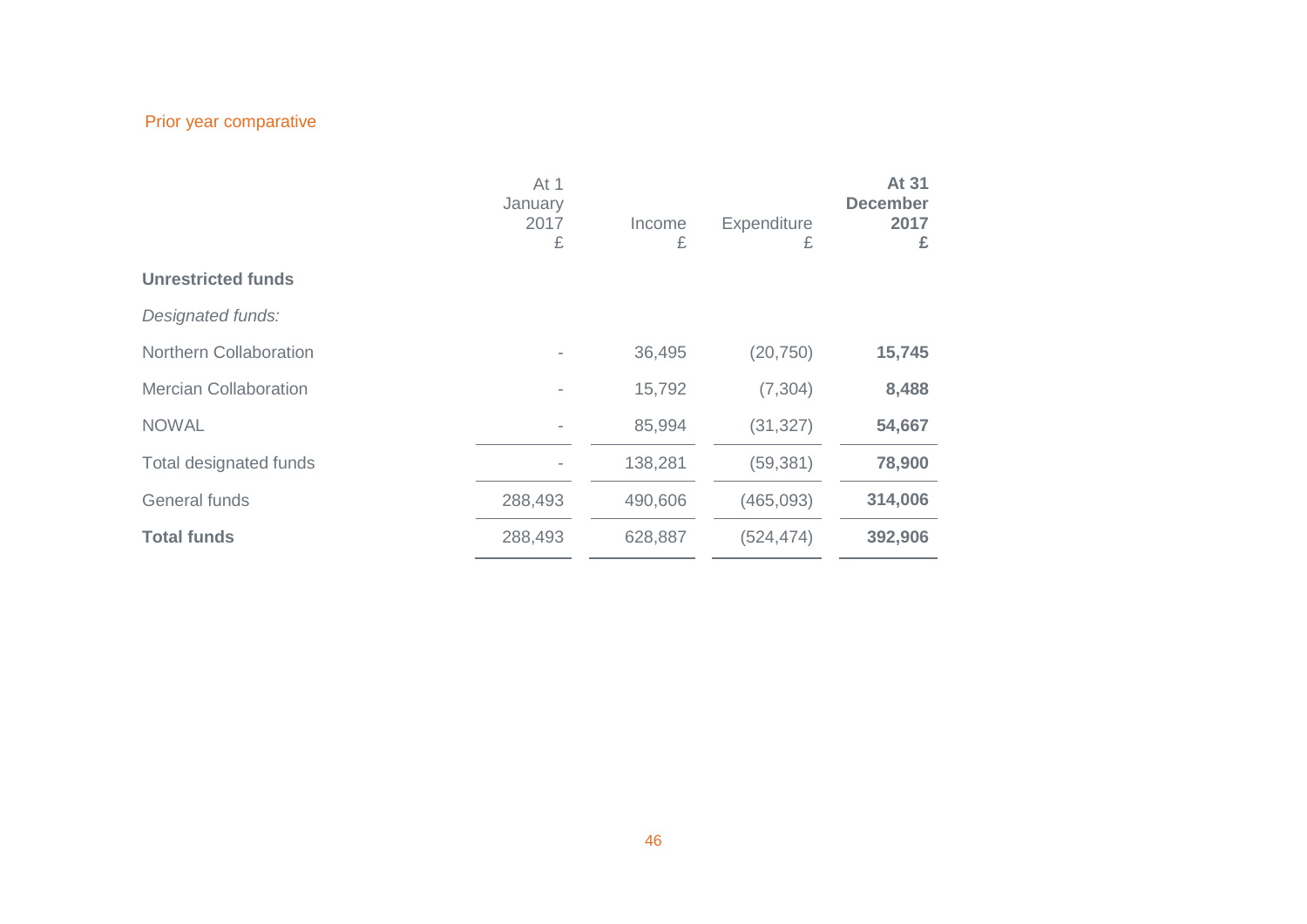Prior year comparative

| | At 1 January 2017 £ | Income £ | Expenditure £ | **At 31 December 2017 £** |
|---|---|---|---|---|
| **Unrestricted funds** | | | | |
| *Designated funds:* | | | | |
| Northern Collaboration | - | 36,495 | (20,750) | **15,745** |
| Mercian Collaboration | - | 15,792 | (7,304) | **8,488** |
| NOWAL | - | 85,994 | (31,327) | **54,667** |
| Total designated funds | - | 138,281 | (59,381) | **78,900** |
| General funds | 288,493 | 490,606 | (465,093) | **314,006** |
| **Total funds** | 288,493 | 628,887 | (524,474) | **392,906** |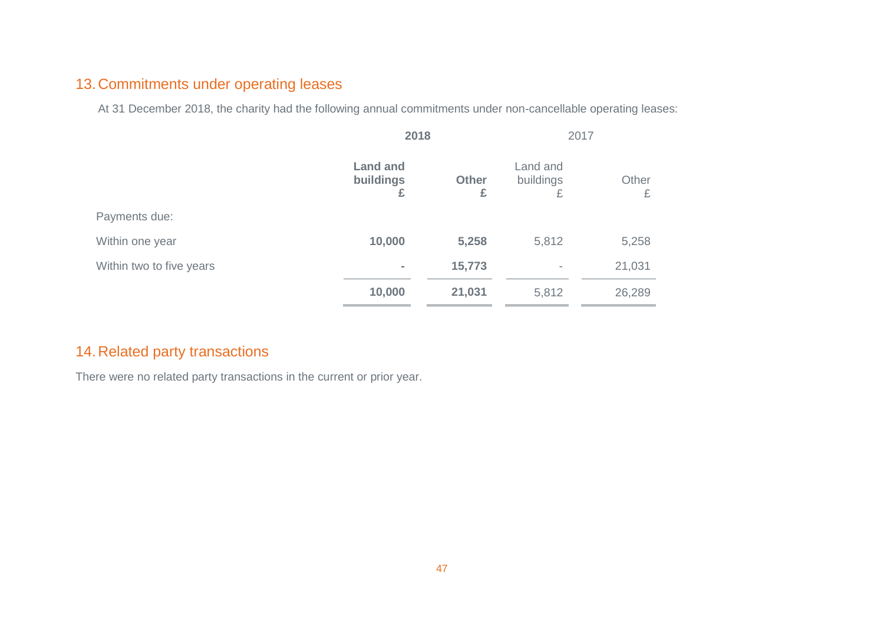## 13. Commitments under operating leases

At 31 December 2018, the charity had the following annual commitments under non-cancellable operating leases:

| | **2018** | | 2017 | |
|---|---|---|---|---|
| | **Land and buildings £** | **Other £** | Land and buildings £ | Other £ |
| Payments due: | | | | |
| Within one year | **10,000** | **5,258** | 5,812 | 5,258 |
| Within two to five years | **-** | **15,773** | - | 21,031 |
| | **10,000** | **21,031** | 5,812 | 26,289 |

## 14. Related party transactions

There were no related party transactions in the current or prior year.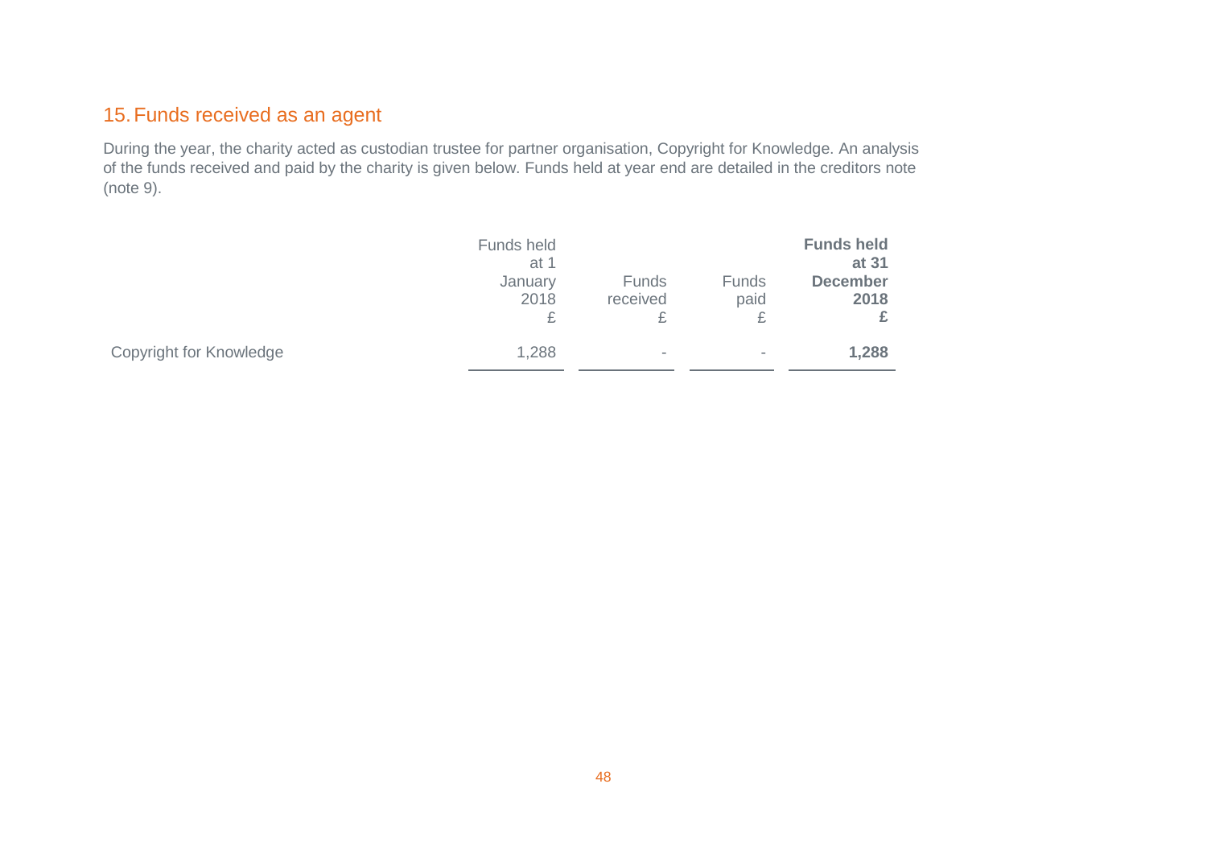## 15. Funds received as an agent

During the year, the charity acted as custodian trustee for partner organisation, Copyright for Knowledge. An analysis of the funds received and paid by the charity is given below. Funds held at year end are detailed in the creditors note (note 9).

| | Funds held at 1 January 2018 £ | Funds received £ | Funds paid £ | **Funds held at 31 December 2018 £** |
|---|---|---|---|---|
| Copyright for Knowledge | 1,288 | - | - | **1,288** |